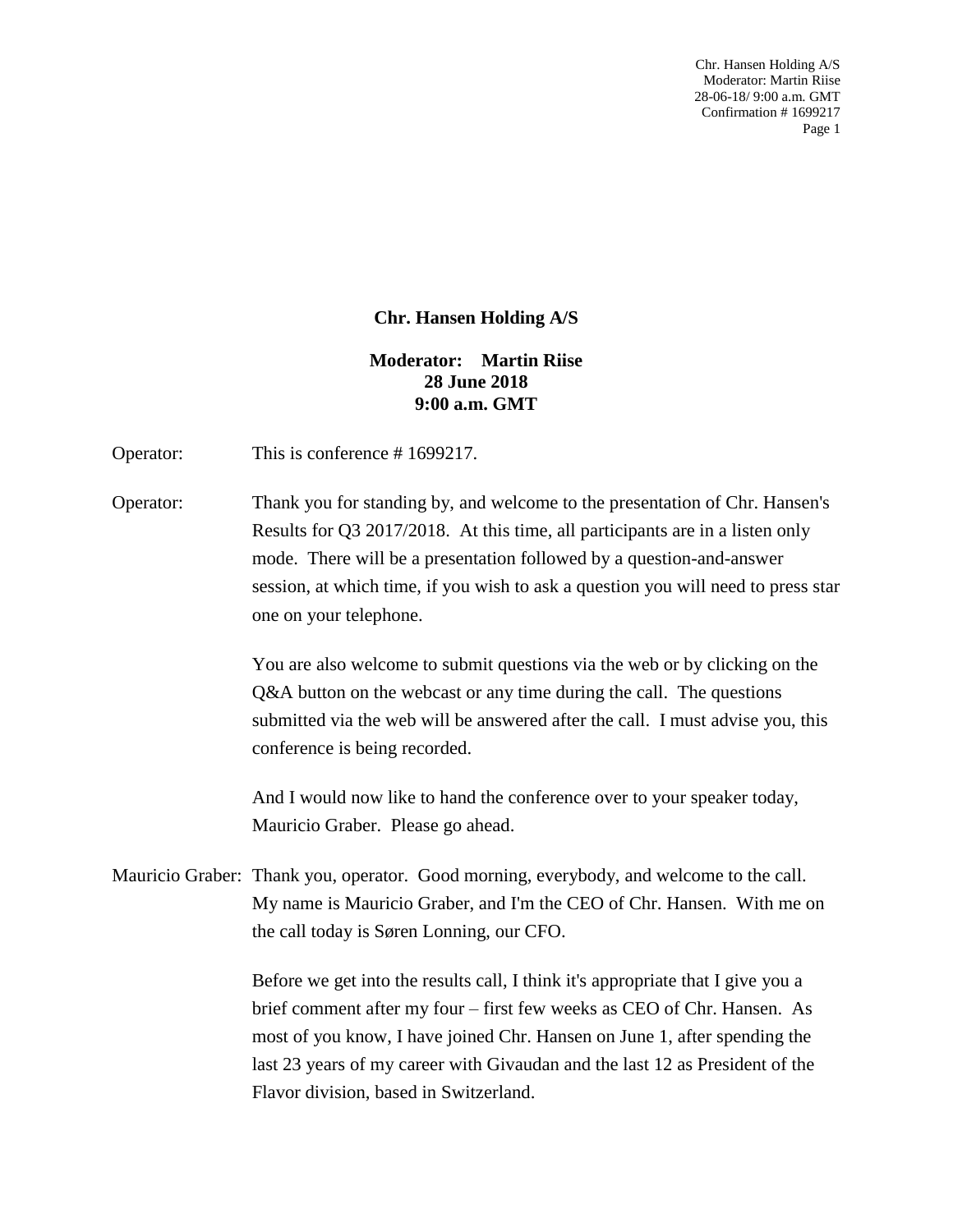# Chr. Hansen Holding A/S

**Moderator: Martin Riise**
**28 June 2018**
**9:00 a.m. GMT**

Operator: This is conference # 1699217.

Operator: Thank you for standing by, and welcome to the presentation of Chr. Hansen's Results for Q3 2017/2018. At this time, all participants are in a listen only mode. There will be a presentation followed by a question-and-answer session, at which time, if you wish to ask a question you will need to press star one on your telephone.

You are also welcome to submit questions via the web or by clicking on the Q&A button on the webcast or any time during the call. The questions submitted via the web will be answered after the call. I must advise you, this conference is being recorded.

And I would now like to hand the conference over to your speaker today, Mauricio Graber. Please go ahead.

Mauricio Graber: Thank you, operator. Good morning, everybody, and welcome to the call. My name is Mauricio Graber, and I'm the CEO of Chr. Hansen. With me on the call today is Søren Lonning, our CFO.

Before we get into the results call, I think it's appropriate that I give you a brief comment after my four – first few weeks as CEO of Chr. Hansen. As most of you know, I have joined Chr. Hansen on June 1, after spending the last 23 years of my career with Givaudan and the last 12 as President of the Flavor division, based in Switzerland.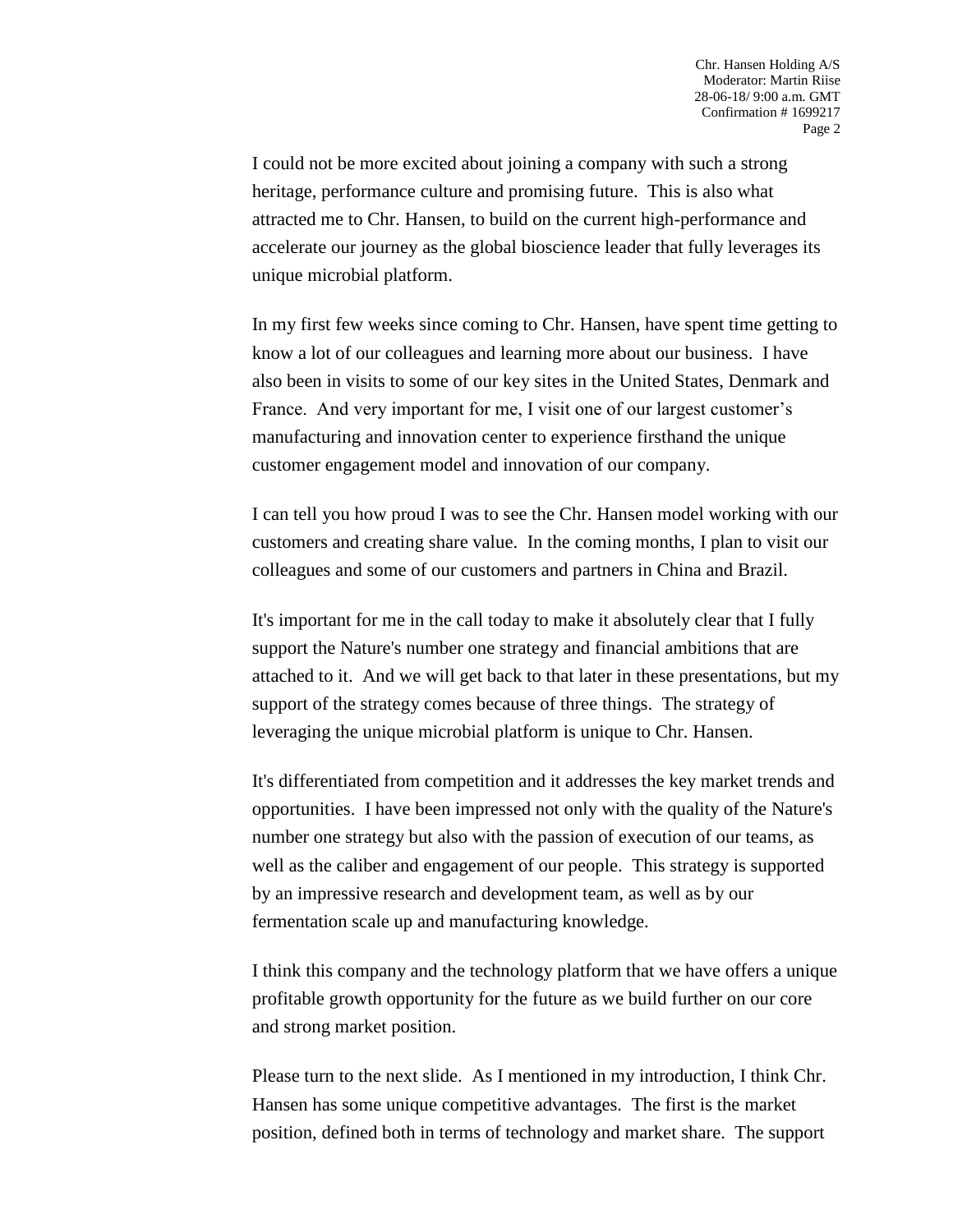I could not be more excited about joining a company with such a strong heritage, performance culture and promising future. This is also what attracted me to Chr. Hansen, to build on the current high-performance and accelerate our journey as the global bioscience leader that fully leverages its unique microbial platform.

In my first few weeks since coming to Chr. Hansen, have spent time getting to know a lot of our colleagues and learning more about our business. I have also been in visits to some of our key sites in the United States, Denmark and France. And very important for me, I visit one of our largest customer's manufacturing and innovation center to experience firsthand the unique customer engagement model and innovation of our company.

I can tell you how proud I was to see the Chr. Hansen model working with our customers and creating share value. In the coming months, I plan to visit our colleagues and some of our customers and partners in China and Brazil.

It's important for me in the call today to make it absolutely clear that I fully support the Nature's number one strategy and financial ambitions that are attached to it. And we will get back to that later in these presentations, but my support of the strategy comes because of three things. The strategy of leveraging the unique microbial platform is unique to Chr. Hansen.

It's differentiated from competition and it addresses the key market trends and opportunities. I have been impressed not only with the quality of the Nature's number one strategy but also with the passion of execution of our teams, as well as the caliber and engagement of our people. This strategy is supported by an impressive research and development team, as well as by our fermentation scale up and manufacturing knowledge.

I think this company and the technology platform that we have offers a unique profitable growth opportunity for the future as we build further on our core and strong market position.

Please turn to the next slide. As I mentioned in my introduction, I think Chr. Hansen has some unique competitive advantages. The first is the market position, defined both in terms of technology and market share. The support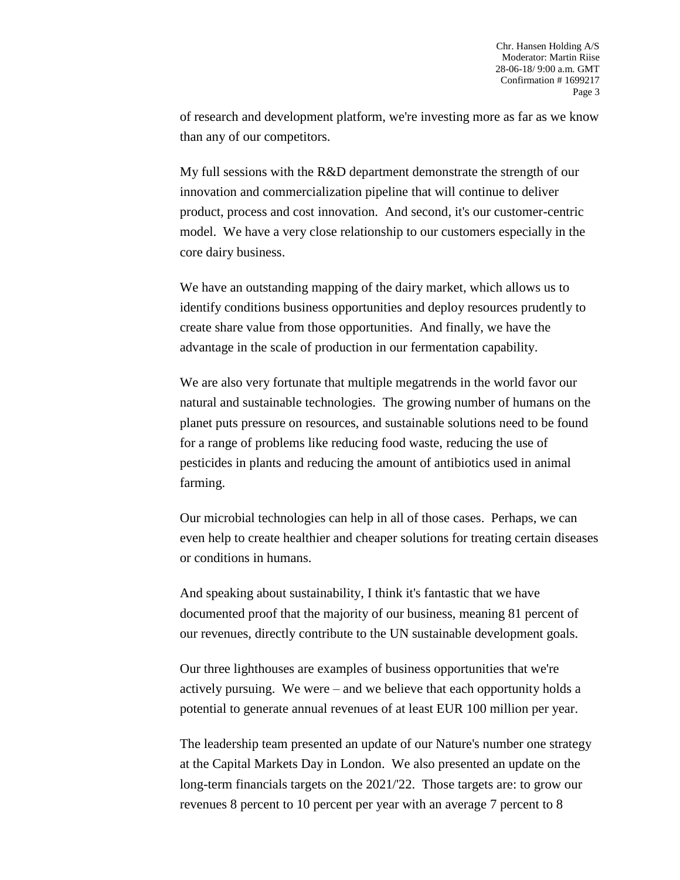of research and development platform, we're investing more as far as we know than any of our competitors.

My full sessions with the R&D department demonstrate the strength of our innovation and commercialization pipeline that will continue to deliver product, process and cost innovation. And second, it's our customer-centric model. We have a very close relationship to our customers especially in the core dairy business.

We have an outstanding mapping of the dairy market, which allows us to identify conditions business opportunities and deploy resources prudently to create share value from those opportunities. And finally, we have the advantage in the scale of production in our fermentation capability.

We are also very fortunate that multiple megatrends in the world favor our natural and sustainable technologies. The growing number of humans on the planet puts pressure on resources, and sustainable solutions need to be found for a range of problems like reducing food waste, reducing the use of pesticides in plants and reducing the amount of antibiotics used in animal farming.

Our microbial technologies can help in all of those cases. Perhaps, we can even help to create healthier and cheaper solutions for treating certain diseases or conditions in humans.

And speaking about sustainability, I think it's fantastic that we have documented proof that the majority of our business, meaning 81 percent of our revenues, directly contribute to the UN sustainable development goals.

Our three lighthouses are examples of business opportunities that we're actively pursuing. We were – and we believe that each opportunity holds a potential to generate annual revenues of at least EUR 100 million per year.

The leadership team presented an update of our Nature's number one strategy at the Capital Markets Day in London. We also presented an update on the long-term financials targets on the 2021/'22. Those targets are: to grow our revenues 8 percent to 10 percent per year with an average 7 percent to 8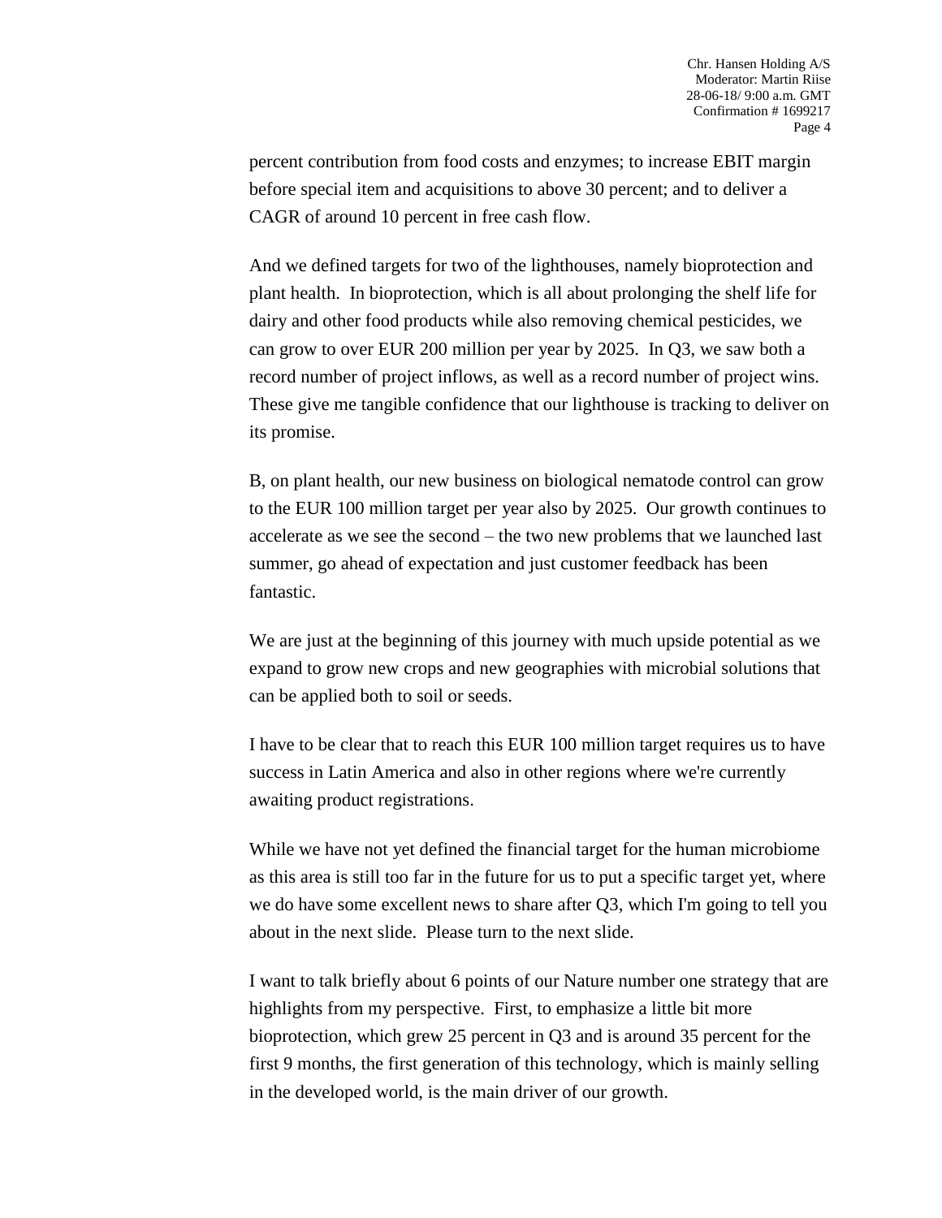percent contribution from food costs and enzymes; to increase EBIT margin before special item and acquisitions to above 30 percent; and to deliver a CAGR of around 10 percent in free cash flow.

And we defined targets for two of the lighthouses, namely bioprotection and plant health. In bioprotection, which is all about prolonging the shelf life for dairy and other food products while also removing chemical pesticides, we can grow to over EUR 200 million per year by 2025. In Q3, we saw both a record number of project inflows, as well as a record number of project wins. These give me tangible confidence that our lighthouse is tracking to deliver on its promise.

B, on plant health, our new business on biological nematode control can grow to the EUR 100 million target per year also by 2025. Our growth continues to accelerate as we see the second – the two new problems that we launched last summer, go ahead of expectation and just customer feedback has been fantastic.

We are just at the beginning of this journey with much upside potential as we expand to grow new crops and new geographies with microbial solutions that can be applied both to soil or seeds.

I have to be clear that to reach this EUR 100 million target requires us to have success in Latin America and also in other regions where we're currently awaiting product registrations.

While we have not yet defined the financial target for the human microbiome as this area is still too far in the future for us to put a specific target yet, where we do have some excellent news to share after Q3, which I'm going to tell you about in the next slide. Please turn to the next slide.

I want to talk briefly about 6 points of our Nature number one strategy that are highlights from my perspective. First, to emphasize a little bit more bioprotection, which grew 25 percent in Q3 and is around 35 percent for the first 9 months, the first generation of this technology, which is mainly selling in the developed world, is the main driver of our growth.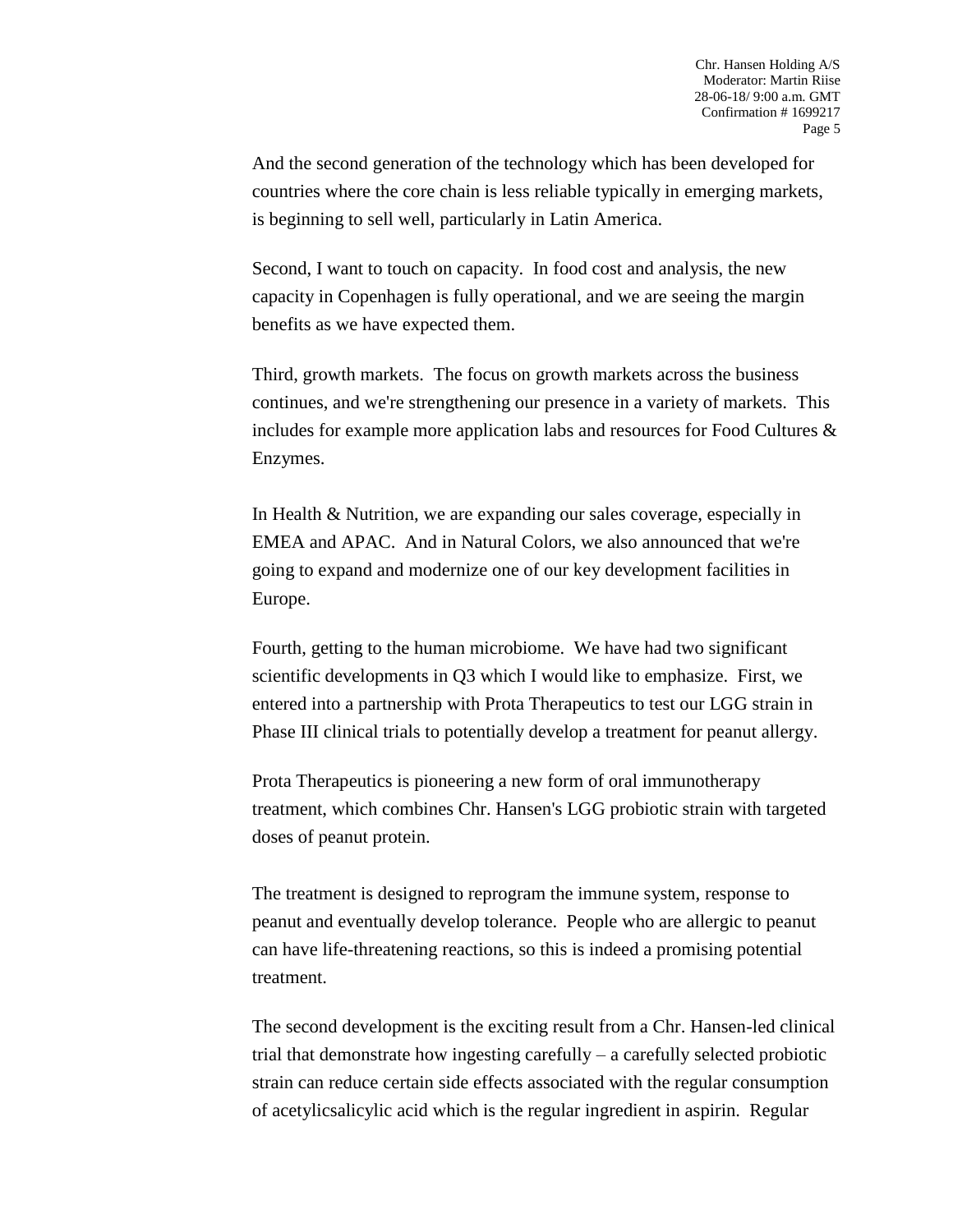And the second generation of the technology which has been developed for countries where the core chain is less reliable typically in emerging markets, is beginning to sell well, particularly in Latin America.

Second, I want to touch on capacity. In food cost and analysis, the new capacity in Copenhagen is fully operational, and we are seeing the margin benefits as we have expected them.

Third, growth markets. The focus on growth markets across the business continues, and we're strengthening our presence in a variety of markets. This includes for example more application labs and resources for Food Cultures & Enzymes.

In Health & Nutrition, we are expanding our sales coverage, especially in EMEA and APAC. And in Natural Colors, we also announced that we're going to expand and modernize one of our key development facilities in Europe.

Fourth, getting to the human microbiome. We have had two significant scientific developments in Q3 which I would like to emphasize. First, we entered into a partnership with Prota Therapeutics to test our LGG strain in Phase III clinical trials to potentially develop a treatment for peanut allergy.

Prota Therapeutics is pioneering a new form of oral immunotherapy treatment, which combines Chr. Hansen's LGG probiotic strain with targeted doses of peanut protein.

The treatment is designed to reprogram the immune system, response to peanut and eventually develop tolerance. People who are allergic to peanut can have life-threatening reactions, so this is indeed a promising potential treatment.

The second development is the exciting result from a Chr. Hansen-led clinical trial that demonstrate how ingesting carefully – a carefully selected probiotic strain can reduce certain side effects associated with the regular consumption of acetylicsalicylic acid which is the regular ingredient in aspirin. Regular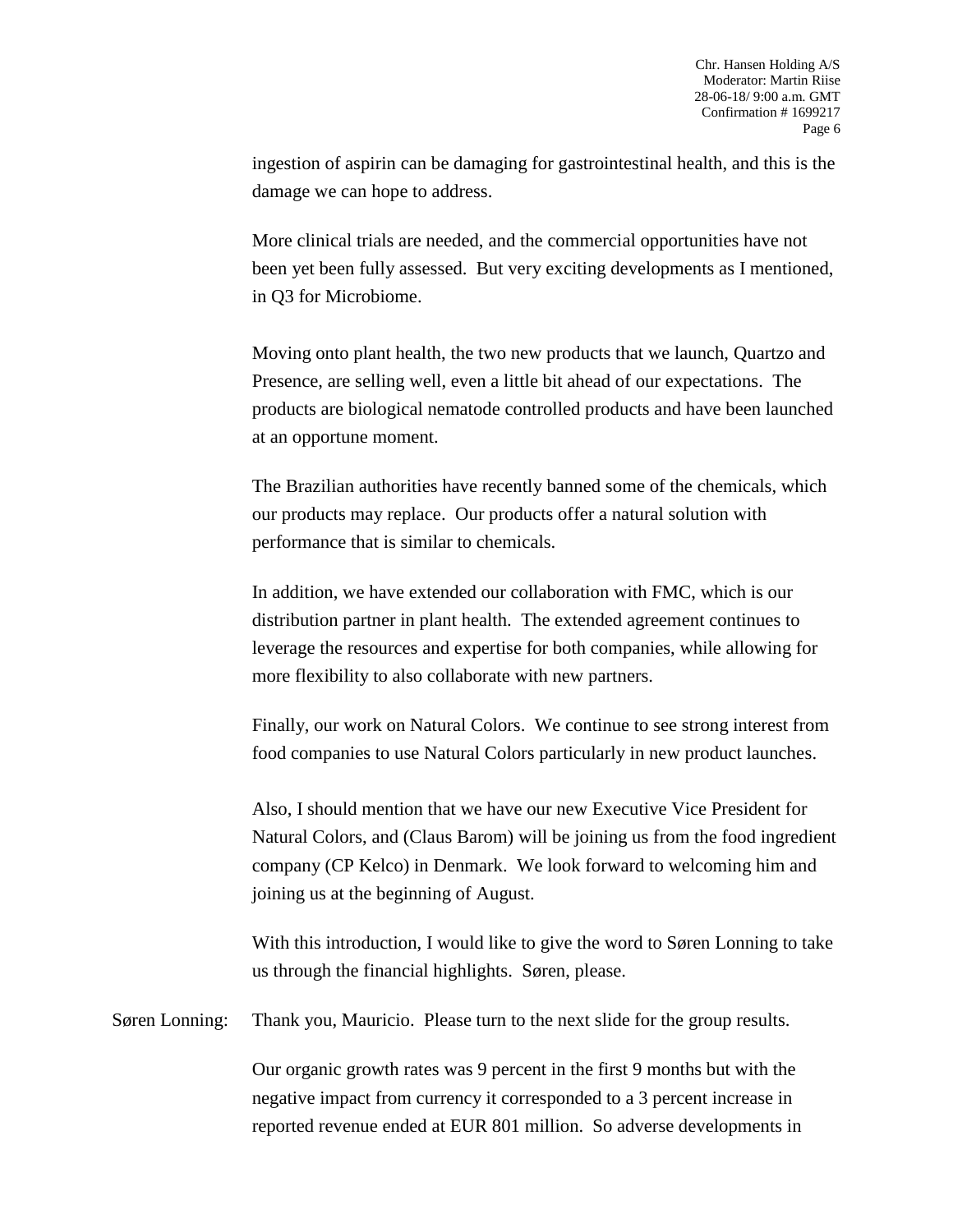ingestion of aspirin can be damaging for gastrointestinal health, and this is the damage we can hope to address.

More clinical trials are needed, and the commercial opportunities have not been yet been fully assessed. But very exciting developments as I mentioned, in Q3 for Microbiome.

Moving onto plant health, the two new products that we launch, Quartzo and Presence, are selling well, even a little bit ahead of our expectations. The products are biological nematode controlled products and have been launched at an opportune moment.

The Brazilian authorities have recently banned some of the chemicals, which our products may replace. Our products offer a natural solution with performance that is similar to chemicals.

In addition, we have extended our collaboration with FMC, which is our distribution partner in plant health. The extended agreement continues to leverage the resources and expertise for both companies, while allowing for more flexibility to also collaborate with new partners.

Finally, our work on Natural Colors. We continue to see strong interest from food companies to use Natural Colors particularly in new product launches.

Also, I should mention that we have our new Executive Vice President for Natural Colors, and (Claus Barom) will be joining us from the food ingredient company (CP Kelco) in Denmark. We look forward to welcoming him and joining us at the beginning of August.

With this introduction, I would like to give the word to Søren Lonning to take us through the financial highlights. Søren, please.

Søren Lonning: Thank you, Mauricio. Please turn to the next slide for the group results.

Our organic growth rates was 9 percent in the first 9 months but with the negative impact from currency it corresponded to a 3 percent increase in reported revenue ended at EUR 801 million. So adverse developments in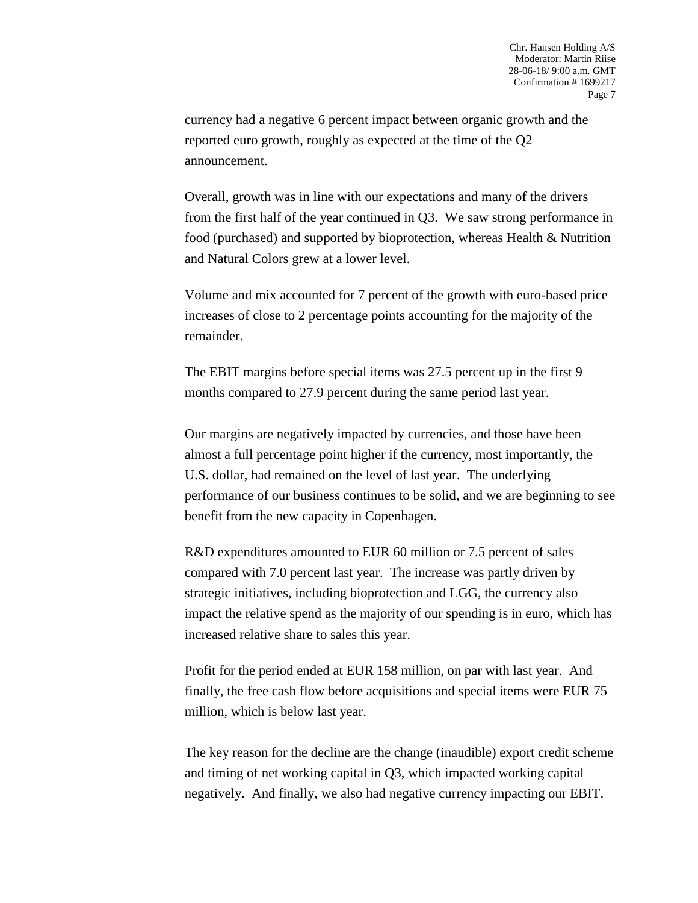currency had a negative 6 percent impact between organic growth and the reported euro growth, roughly as expected at the time of the Q2 announcement.

Overall, growth was in line with our expectations and many of the drivers from the first half of the year continued in Q3. We saw strong performance in food (purchased) and supported by bioprotection, whereas Health & Nutrition and Natural Colors grew at a lower level.

Volume and mix accounted for 7 percent of the growth with euro-based price increases of close to 2 percentage points accounting for the majority of the remainder.

The EBIT margins before special items was 27.5 percent up in the first 9 months compared to 27.9 percent during the same period last year.

Our margins are negatively impacted by currencies, and those have been almost a full percentage point higher if the currency, most importantly, the U.S. dollar, had remained on the level of last year. The underlying performance of our business continues to be solid, and we are beginning to see benefit from the new capacity in Copenhagen.

R&D expenditures amounted to EUR 60 million or 7.5 percent of sales compared with 7.0 percent last year. The increase was partly driven by strategic initiatives, including bioprotection and LGG, the currency also impact the relative spend as the majority of our spending is in euro, which has increased relative share to sales this year.

Profit for the period ended at EUR 158 million, on par with last year. And finally, the free cash flow before acquisitions and special items were EUR 75 million, which is below last year.

The key reason for the decline are the change (inaudible) export credit scheme and timing of net working capital in Q3, which impacted working capital negatively. And finally, we also had negative currency impacting our EBIT.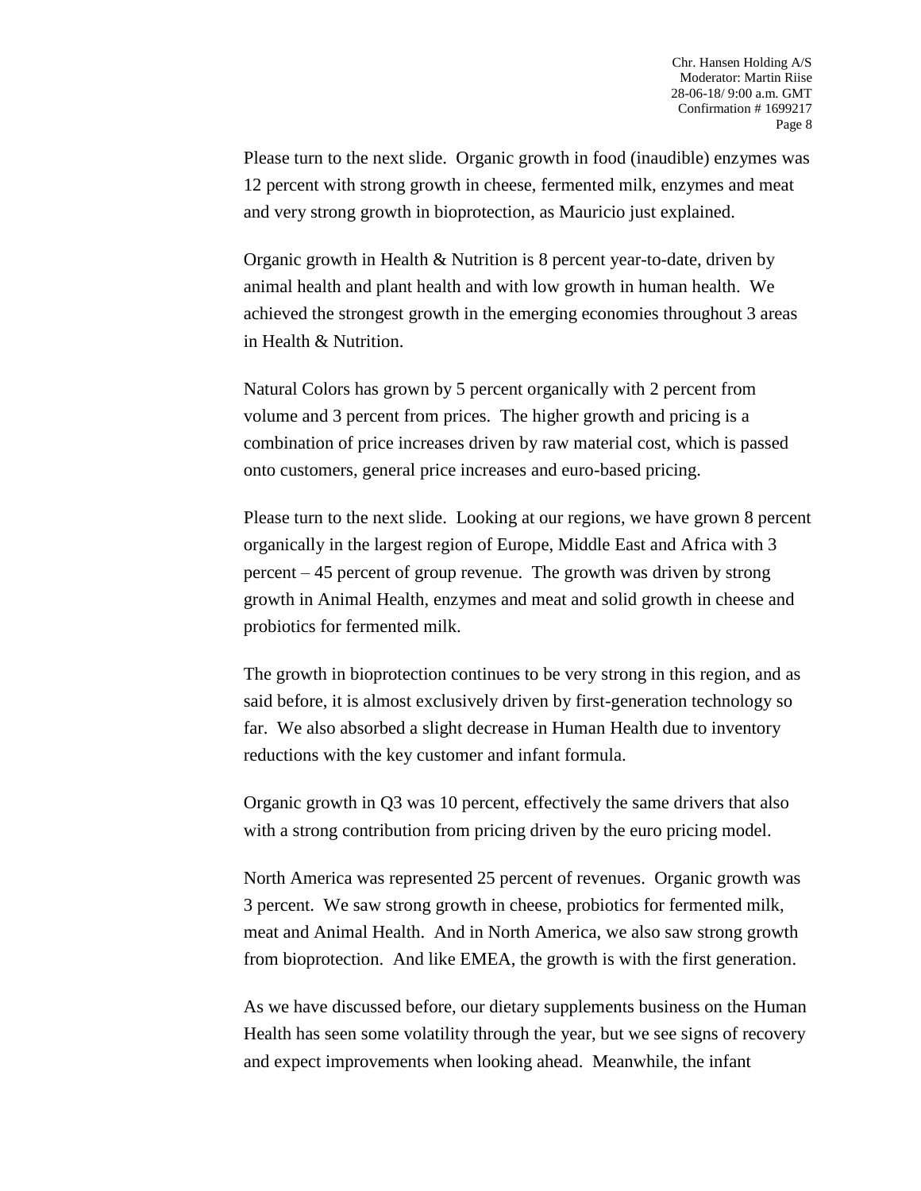Please turn to the next slide. Organic growth in food (inaudible) enzymes was 12 percent with strong growth in cheese, fermented milk, enzymes and meat and very strong growth in bioprotection, as Mauricio just explained.

Organic growth in Health & Nutrition is 8 percent year-to-date, driven by animal health and plant health and with low growth in human health. We achieved the strongest growth in the emerging economies throughout 3 areas in Health & Nutrition.

Natural Colors has grown by 5 percent organically with 2 percent from volume and 3 percent from prices. The higher growth and pricing is a combination of price increases driven by raw material cost, which is passed onto customers, general price increases and euro-based pricing.

Please turn to the next slide. Looking at our regions, we have grown 8 percent organically in the largest region of Europe, Middle East and Africa with 3 percent – 45 percent of group revenue. The growth was driven by strong growth in Animal Health, enzymes and meat and solid growth in cheese and probiotics for fermented milk.

The growth in bioprotection continues to be very strong in this region, and as said before, it is almost exclusively driven by first-generation technology so far. We also absorbed a slight decrease in Human Health due to inventory reductions with the key customer and infant formula.

Organic growth in Q3 was 10 percent, effectively the same drivers that also with a strong contribution from pricing driven by the euro pricing model.

North America was represented 25 percent of revenues. Organic growth was 3 percent. We saw strong growth in cheese, probiotics for fermented milk, meat and Animal Health. And in North America, we also saw strong growth from bioprotection. And like EMEA, the growth is with the first generation.

As we have discussed before, our dietary supplements business on the Human Health has seen some volatility through the year, but we see signs of recovery and expect improvements when looking ahead. Meanwhile, the infant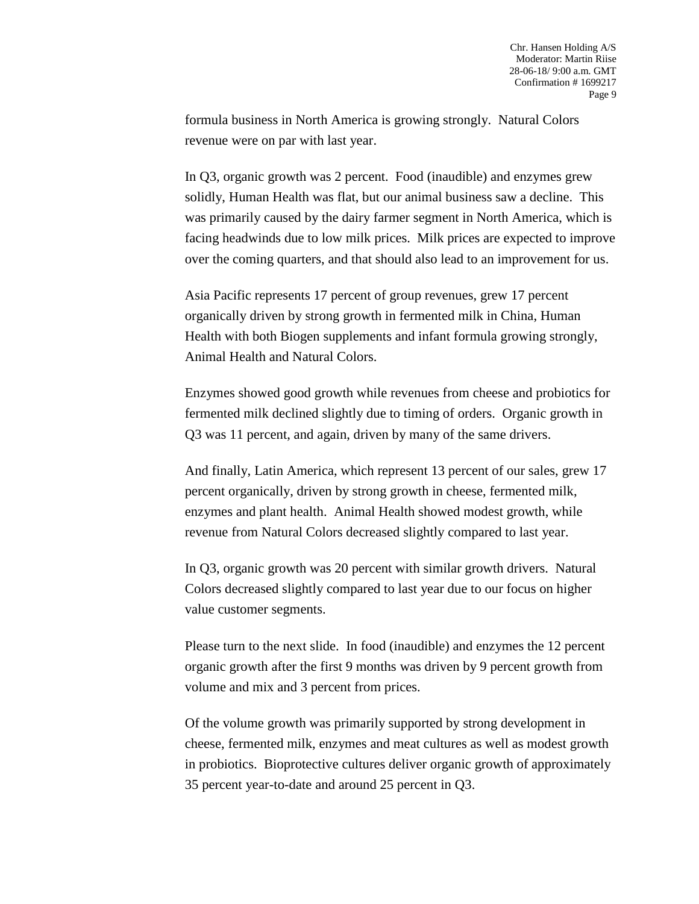formula business in North America is growing strongly. Natural Colors revenue were on par with last year.

In Q3, organic growth was 2 percent. Food (inaudible) and enzymes grew solidly, Human Health was flat, but our animal business saw a decline. This was primarily caused by the dairy farmer segment in North America, which is facing headwinds due to low milk prices. Milk prices are expected to improve over the coming quarters, and that should also lead to an improvement for us.

Asia Pacific represents 17 percent of group revenues, grew 17 percent organically driven by strong growth in fermented milk in China, Human Health with both Biogen supplements and infant formula growing strongly, Animal Health and Natural Colors.

Enzymes showed good growth while revenues from cheese and probiotics for fermented milk declined slightly due to timing of orders. Organic growth in Q3 was 11 percent, and again, driven by many of the same drivers.

And finally, Latin America, which represent 13 percent of our sales, grew 17 percent organically, driven by strong growth in cheese, fermented milk, enzymes and plant health. Animal Health showed modest growth, while revenue from Natural Colors decreased slightly compared to last year.

In Q3, organic growth was 20 percent with similar growth drivers. Natural Colors decreased slightly compared to last year due to our focus on higher value customer segments.

Please turn to the next slide. In food (inaudible) and enzymes the 12 percent organic growth after the first 9 months was driven by 9 percent growth from volume and mix and 3 percent from prices.

Of the volume growth was primarily supported by strong development in cheese, fermented milk, enzymes and meat cultures as well as modest growth in probiotics. Bioprotective cultures deliver organic growth of approximately 35 percent year-to-date and around 25 percent in Q3.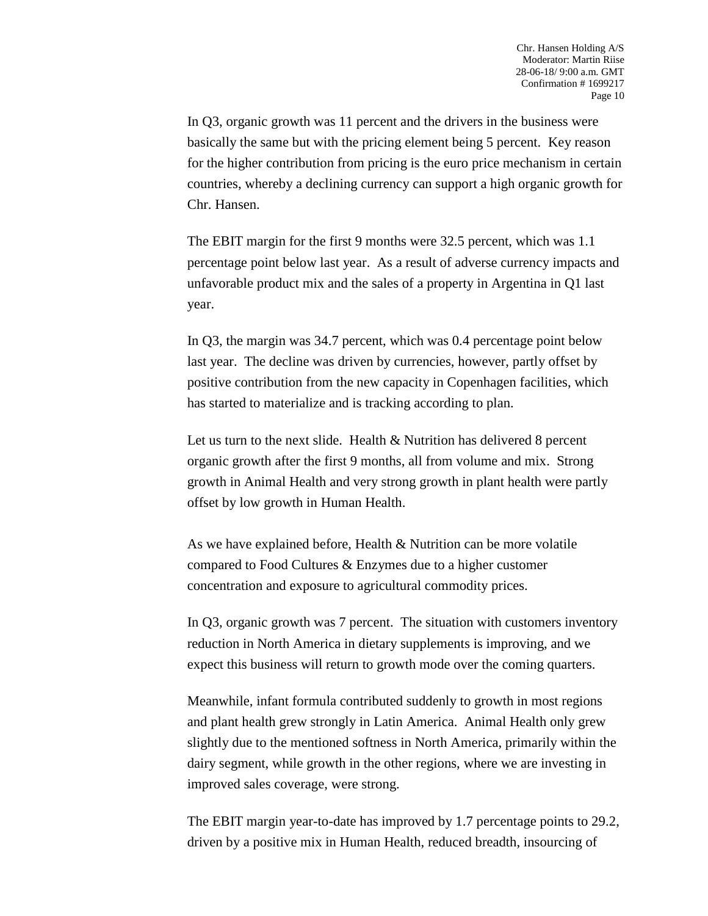In Q3, organic growth was 11 percent and the drivers in the business were basically the same but with the pricing element being 5 percent. Key reason for the higher contribution from pricing is the euro price mechanism in certain countries, whereby a declining currency can support a high organic growth for Chr. Hansen.

The EBIT margin for the first 9 months were 32.5 percent, which was 1.1 percentage point below last year. As a result of adverse currency impacts and unfavorable product mix and the sales of a property in Argentina in Q1 last year.

In Q3, the margin was 34.7 percent, which was 0.4 percentage point below last year. The decline was driven by currencies, however, partly offset by positive contribution from the new capacity in Copenhagen facilities, which has started to materialize and is tracking according to plan.

Let us turn to the next slide. Health & Nutrition has delivered 8 percent organic growth after the first 9 months, all from volume and mix. Strong growth in Animal Health and very strong growth in plant health were partly offset by low growth in Human Health.

As we have explained before, Health & Nutrition can be more volatile compared to Food Cultures & Enzymes due to a higher customer concentration and exposure to agricultural commodity prices.

In Q3, organic growth was 7 percent. The situation with customers inventory reduction in North America in dietary supplements is improving, and we expect this business will return to growth mode over the coming quarters.

Meanwhile, infant formula contributed suddenly to growth in most regions and plant health grew strongly in Latin America. Animal Health only grew slightly due to the mentioned softness in North America, primarily within the dairy segment, while growth in the other regions, where we are investing in improved sales coverage, were strong.

The EBIT margin year-to-date has improved by 1.7 percentage points to 29.2, driven by a positive mix in Human Health, reduced breadth, insourcing of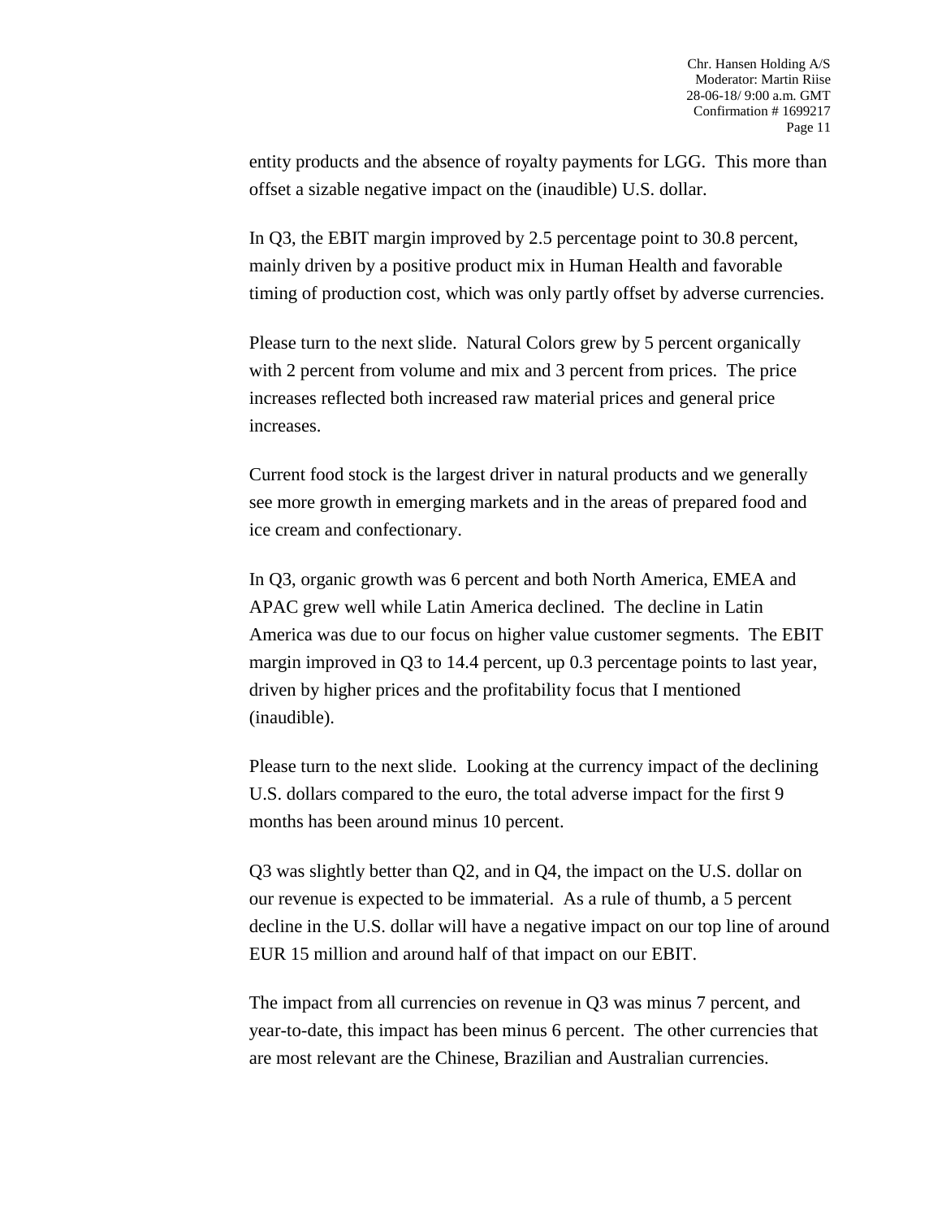entity products and the absence of royalty payments for LGG. This more than offset a sizable negative impact on the (inaudible) U.S. dollar.

In Q3, the EBIT margin improved by 2.5 percentage point to 30.8 percent, mainly driven by a positive product mix in Human Health and favorable timing of production cost, which was only partly offset by adverse currencies.

Please turn to the next slide. Natural Colors grew by 5 percent organically with 2 percent from volume and mix and 3 percent from prices. The price increases reflected both increased raw material prices and general price increases.

Current food stock is the largest driver in natural products and we generally see more growth in emerging markets and in the areas of prepared food and ice cream and confectionary.

In Q3, organic growth was 6 percent and both North America, EMEA and APAC grew well while Latin America declined. The decline in Latin America was due to our focus on higher value customer segments. The EBIT margin improved in Q3 to 14.4 percent, up 0.3 percentage points to last year, driven by higher prices and the profitability focus that I mentioned (inaudible).

Please turn to the next slide. Looking at the currency impact of the declining U.S. dollars compared to the euro, the total adverse impact for the first 9 months has been around minus 10 percent.

Q3 was slightly better than Q2, and in Q4, the impact on the U.S. dollar on our revenue is expected to be immaterial. As a rule of thumb, a 5 percent decline in the U.S. dollar will have a negative impact on our top line of around EUR 15 million and around half of that impact on our EBIT.

The impact from all currencies on revenue in Q3 was minus 7 percent, and year-to-date, this impact has been minus 6 percent. The other currencies that are most relevant are the Chinese, Brazilian and Australian currencies.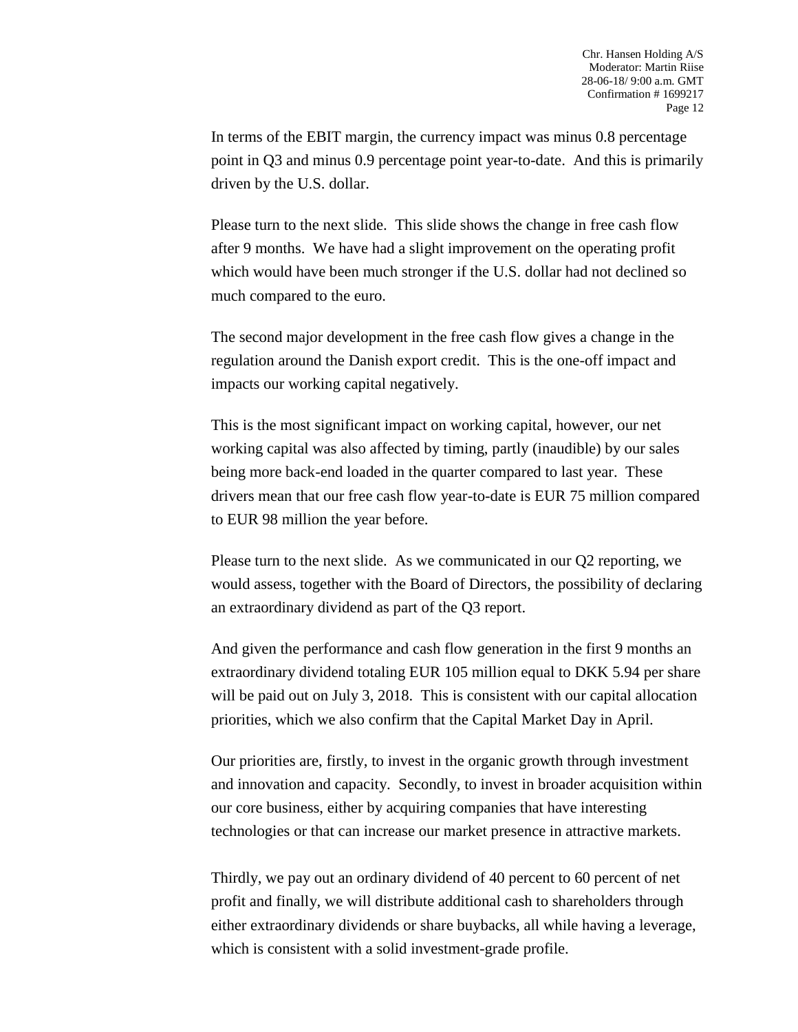In terms of the EBIT margin, the currency impact was minus 0.8 percentage point in Q3 and minus 0.9 percentage point year-to-date. And this is primarily driven by the U.S. dollar.

Please turn to the next slide. This slide shows the change in free cash flow after 9 months. We have had a slight improvement on the operating profit which would have been much stronger if the U.S. dollar had not declined so much compared to the euro.

The second major development in the free cash flow gives a change in the regulation around the Danish export credit. This is the one-off impact and impacts our working capital negatively.

This is the most significant impact on working capital, however, our net working capital was also affected by timing, partly (inaudible) by our sales being more back-end loaded in the quarter compared to last year. These drivers mean that our free cash flow year-to-date is EUR 75 million compared to EUR 98 million the year before.

Please turn to the next slide. As we communicated in our Q2 reporting, we would assess, together with the Board of Directors, the possibility of declaring an extraordinary dividend as part of the Q3 report.

And given the performance and cash flow generation in the first 9 months an extraordinary dividend totaling EUR 105 million equal to DKK 5.94 per share will be paid out on July 3, 2018. This is consistent with our capital allocation priorities, which we also confirm that the Capital Market Day in April.

Our priorities are, firstly, to invest in the organic growth through investment and innovation and capacity. Secondly, to invest in broader acquisition within our core business, either by acquiring companies that have interesting technologies or that can increase our market presence in attractive markets.

Thirdly, we pay out an ordinary dividend of 40 percent to 60 percent of net profit and finally, we will distribute additional cash to shareholders through either extraordinary dividends or share buybacks, all while having a leverage, which is consistent with a solid investment-grade profile.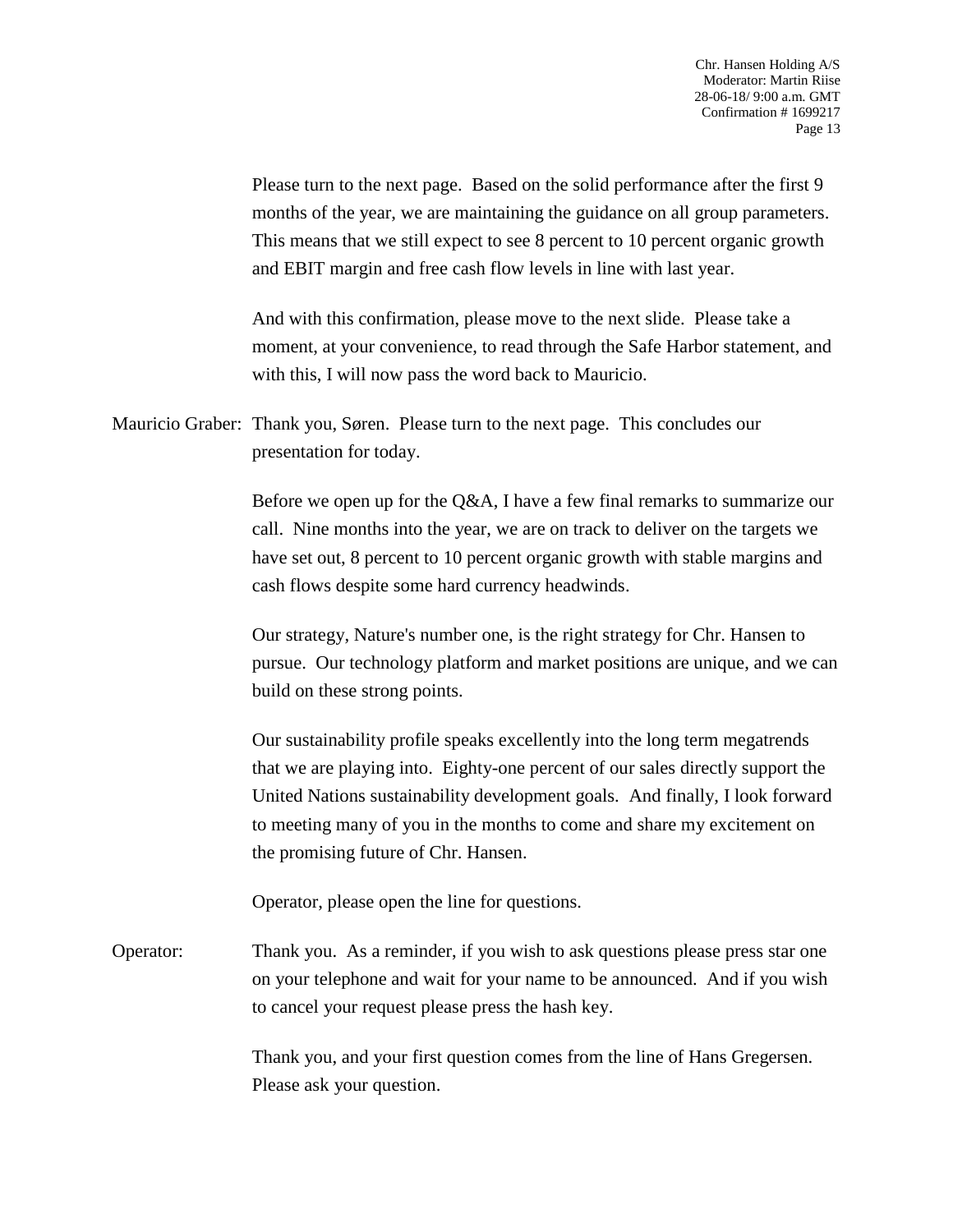Please turn to the next page. Based on the solid performance after the first 9 months of the year, we are maintaining the guidance on all group parameters. This means that we still expect to see 8 percent to 10 percent organic growth and EBIT margin and free cash flow levels in line with last year.

And with this confirmation, please move to the next slide. Please take a moment, at your convenience, to read through the Safe Harbor statement, and with this, I will now pass the word back to Mauricio.

Mauricio Graber: Thank you, Søren. Please turn to the next page. This concludes our presentation for today.

Before we open up for the Q&A, I have a few final remarks to summarize our call. Nine months into the year, we are on track to deliver on the targets we have set out, 8 percent to 10 percent organic growth with stable margins and cash flows despite some hard currency headwinds.

Our strategy, Nature's number one, is the right strategy for Chr. Hansen to pursue. Our technology platform and market positions are unique, and we can build on these strong points.

Our sustainability profile speaks excellently into the long term megatrends that we are playing into. Eighty-one percent of our sales directly support the United Nations sustainability development goals. And finally, I look forward to meeting many of you in the months to come and share my excitement on the promising future of Chr. Hansen.

Operator, please open the line for questions.

Operator: Thank you. As a reminder, if you wish to ask questions please press star one on your telephone and wait for your name to be announced. And if you wish to cancel your request please press the hash key.

Thank you, and your first question comes from the line of Hans Gregersen. Please ask your question.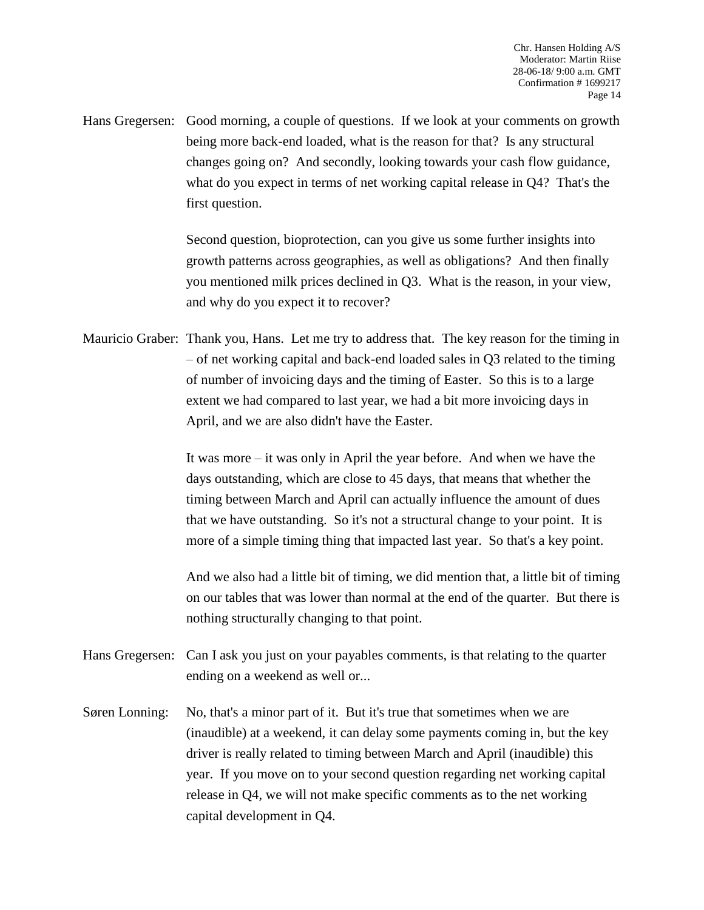Hans Gregersen: Good morning, a couple of questions. If we look at your comments on growth being more back-end loaded, what is the reason for that? Is any structural changes going on? And secondly, looking towards your cash flow guidance, what do you expect in terms of net working capital release in Q4? That's the first question.

Second question, bioprotection, can you give us some further insights into growth patterns across geographies, as well as obligations? And then finally you mentioned milk prices declined in Q3. What is the reason, in your view, and why do you expect it to recover?

Mauricio Graber: Thank you, Hans. Let me try to address that. The key reason for the timing in – of net working capital and back-end loaded sales in Q3 related to the timing of number of invoicing days and the timing of Easter. So this is to a large extent we had compared to last year, we had a bit more invoicing days in April, and we are also didn't have the Easter.

It was more – it was only in April the year before. And when we have the days outstanding, which are close to 45 days, that means that whether the timing between March and April can actually influence the amount of dues that we have outstanding. So it's not a structural change to your point. It is more of a simple timing thing that impacted last year. So that's a key point.

And we also had a little bit of timing, we did mention that, a little bit of timing on our tables that was lower than normal at the end of the quarter. But there is nothing structurally changing to that point.

Hans Gregersen: Can I ask you just on your payables comments, is that relating to the quarter ending on a weekend as well or...

Søren Lonning: No, that's a minor part of it. But it's true that sometimes when we are (inaudible) at a weekend, it can delay some payments coming in, but the key driver is really related to timing between March and April (inaudible) this year. If you move on to your second question regarding net working capital release in Q4, we will not make specific comments as to the net working capital development in Q4.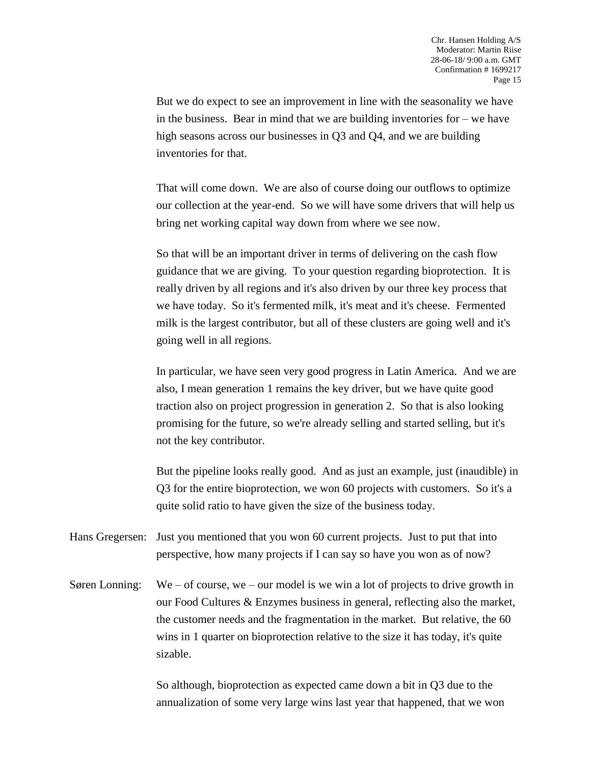But we do expect to see an improvement in line with the seasonality we have in the business. Bear in mind that we are building inventories for – we have high seasons across our businesses in Q3 and Q4, and we are building inventories for that.

That will come down. We are also of course doing our outflows to optimize our collection at the year-end. So we will have some drivers that will help us bring net working capital way down from where we see now.

So that will be an important driver in terms of delivering on the cash flow guidance that we are giving. To your question regarding bioprotection. It is really driven by all regions and it's also driven by our three key process that we have today. So it's fermented milk, it's meat and it's cheese. Fermented milk is the largest contributor, but all of these clusters are going well and it's going well in all regions.

In particular, we have seen very good progress in Latin America. And we are also, I mean generation 1 remains the key driver, but we have quite good traction also on project progression in generation 2. So that is also looking promising for the future, so we're already selling and started selling, but it's not the key contributor.

But the pipeline looks really good. And as just an example, just (inaudible) in Q3 for the entire bioprotection, we won 60 projects with customers. So it's a quite solid ratio to have given the size of the business today.

Hans Gregersen: Just you mentioned that you won 60 current projects. Just to put that into perspective, how many projects if I can say so have you won as of now?

Søren Lonning: We – of course, we – our model is we win a lot of projects to drive growth in our Food Cultures & Enzymes business in general, reflecting also the market, the customer needs and the fragmentation in the market. But relative, the 60 wins in 1 quarter on bioprotection relative to the size it has today, it's quite sizable.

So although, bioprotection as expected came down a bit in Q3 due to the annualization of some very large wins last year that happened, that we won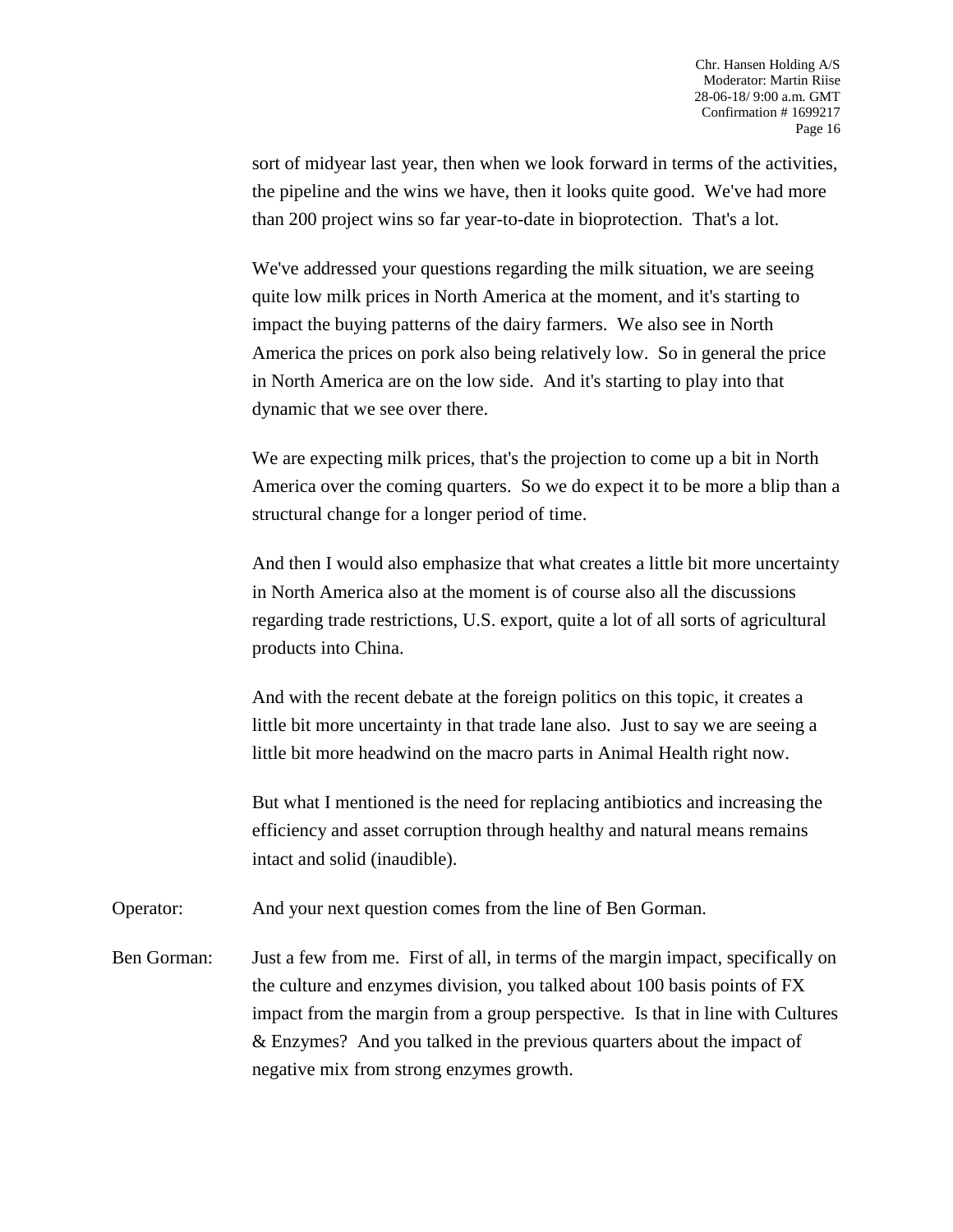sort of midyear last year, then when we look forward in terms of the activities, the pipeline and the wins we have, then it looks quite good. We've had more than 200 project wins so far year-to-date in bioprotection. That's a lot.

We've addressed your questions regarding the milk situation, we are seeing quite low milk prices in North America at the moment, and it's starting to impact the buying patterns of the dairy farmers. We also see in North America the prices on pork also being relatively low. So in general the price in North America are on the low side. And it's starting to play into that dynamic that we see over there.

We are expecting milk prices, that's the projection to come up a bit in North America over the coming quarters. So we do expect it to be more a blip than a structural change for a longer period of time.

And then I would also emphasize that what creates a little bit more uncertainty in North America also at the moment is of course also all the discussions regarding trade restrictions, U.S. export, quite a lot of all sorts of agricultural products into China.

And with the recent debate at the foreign politics on this topic, it creates a little bit more uncertainty in that trade lane also. Just to say we are seeing a little bit more headwind on the macro parts in Animal Health right now.

But what I mentioned is the need for replacing antibiotics and increasing the efficiency and asset corruption through healthy and natural means remains intact and solid (inaudible).

Operator: And your next question comes from the line of Ben Gorman.

Ben Gorman: Just a few from me. First of all, in terms of the margin impact, specifically on the culture and enzymes division, you talked about 100 basis points of FX impact from the margin from a group perspective. Is that in line with Cultures & Enzymes? And you talked in the previous quarters about the impact of negative mix from strong enzymes growth.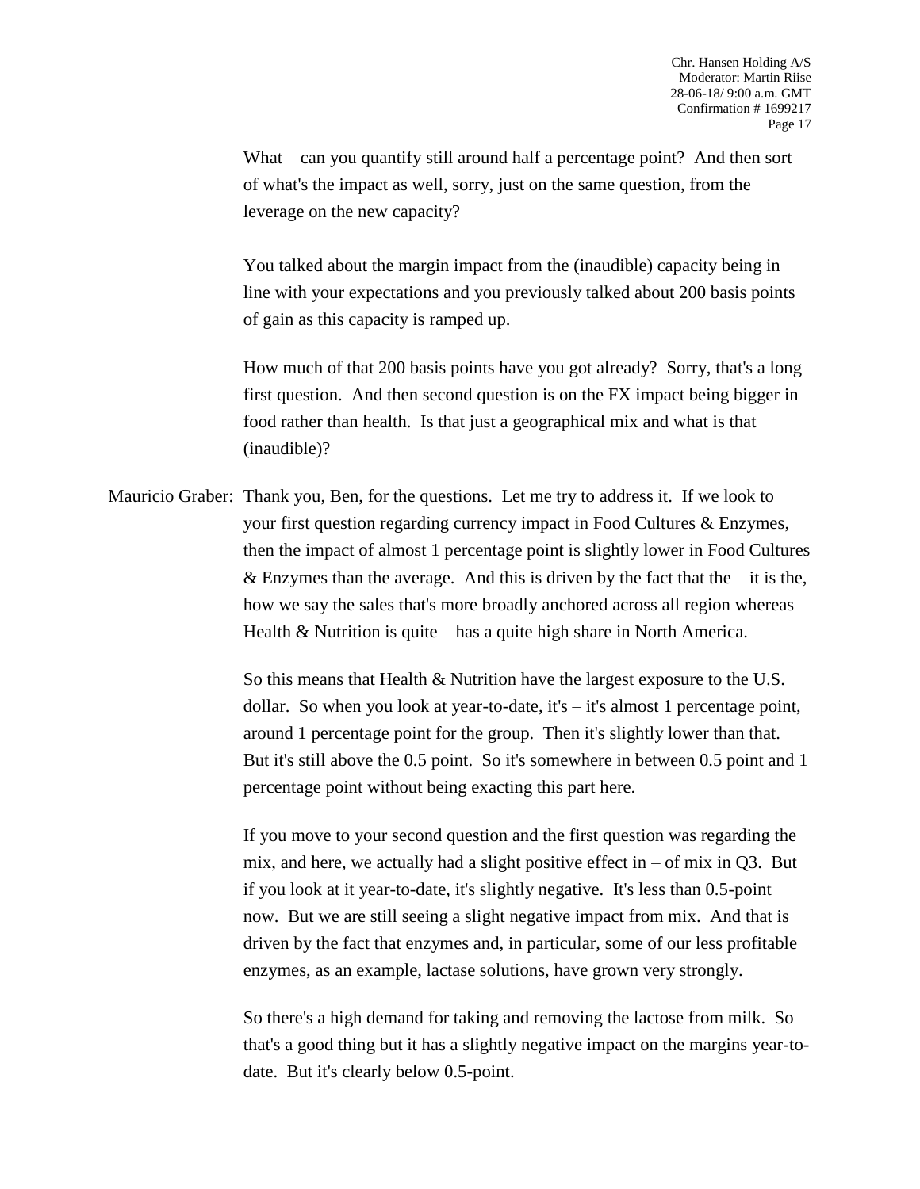What – can you quantify still around half a percentage point? And then sort of what's the impact as well, sorry, just on the same question, from the leverage on the new capacity?

You talked about the margin impact from the (inaudible) capacity being in line with your expectations and you previously talked about 200 basis points of gain as this capacity is ramped up.

How much of that 200 basis points have you got already? Sorry, that's a long first question. And then second question is on the FX impact being bigger in food rather than health. Is that just a geographical mix and what is that (inaudible)?

Mauricio Graber: Thank you, Ben, for the questions. Let me try to address it. If we look to your first question regarding currency impact in Food Cultures & Enzymes, then the impact of almost 1 percentage point is slightly lower in Food Cultures & Enzymes than the average. And this is driven by the fact that the – it is the, how we say the sales that's more broadly anchored across all region whereas Health & Nutrition is quite – has a quite high share in North America.

So this means that Health & Nutrition have the largest exposure to the U.S. dollar. So when you look at year-to-date, it's – it's almost 1 percentage point, around 1 percentage point for the group. Then it's slightly lower than that. But it's still above the 0.5 point. So it's somewhere in between 0.5 point and 1 percentage point without being exacting this part here.

If you move to your second question and the first question was regarding the mix, and here, we actually had a slight positive effect in – of mix in Q3. But if you look at it year-to-date, it's slightly negative. It's less than 0.5-point now. But we are still seeing a slight negative impact from mix. And that is driven by the fact that enzymes and, in particular, some of our less profitable enzymes, as an example, lactase solutions, have grown very strongly.

So there's a high demand for taking and removing the lactose from milk. So that's a good thing but it has a slightly negative impact on the margins year-to-date. But it's clearly below 0.5-point.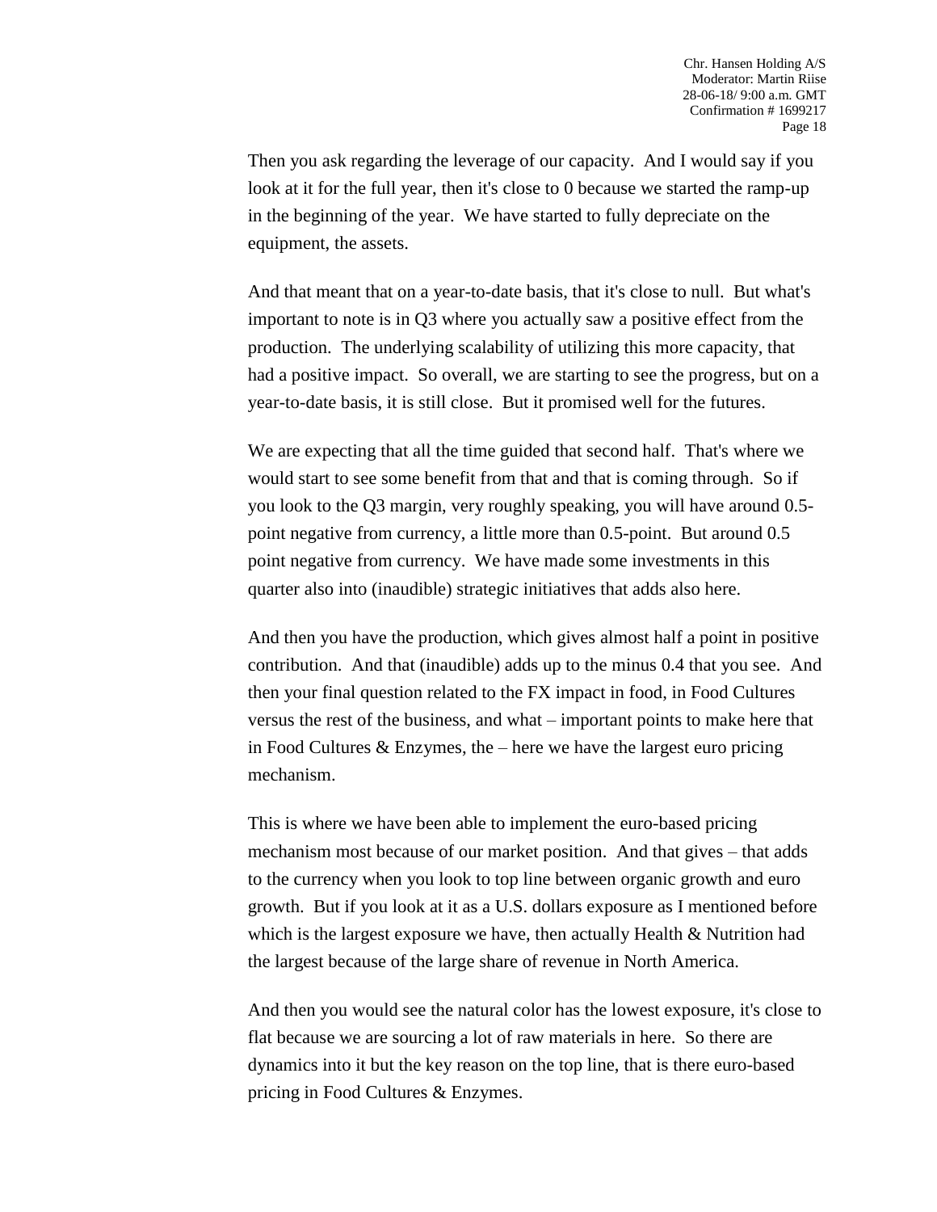Then you ask regarding the leverage of our capacity. And I would say if you look at it for the full year, then it's close to 0 because we started the ramp-up in the beginning of the year. We have started to fully depreciate on the equipment, the assets.

And that meant that on a year-to-date basis, that it's close to null. But what's important to note is in Q3 where you actually saw a positive effect from the production. The underlying scalability of utilizing this more capacity, that had a positive impact. So overall, we are starting to see the progress, but on a year-to-date basis, it is still close. But it promised well for the futures.

We are expecting that all the time guided that second half. That's where we would start to see some benefit from that and that is coming through. So if you look to the Q3 margin, very roughly speaking, you will have around 0.5-point negative from currency, a little more than 0.5-point. But around 0.5 point negative from currency. We have made some investments in this quarter also into (inaudible) strategic initiatives that adds also here.

And then you have the production, which gives almost half a point in positive contribution. And that (inaudible) adds up to the minus 0.4 that you see. And then your final question related to the FX impact in food, in Food Cultures versus the rest of the business, and what – important points to make here that in Food Cultures & Enzymes, the – here we have the largest euro pricing mechanism.

This is where we have been able to implement the euro-based pricing mechanism most because of our market position. And that gives – that adds to the currency when you look to top line between organic growth and euro growth. But if you look at it as a U.S. dollars exposure as I mentioned before which is the largest exposure we have, then actually Health & Nutrition had the largest because of the large share of revenue in North America.

And then you would see the natural color has the lowest exposure, it's close to flat because we are sourcing a lot of raw materials in here. So there are dynamics into it but the key reason on the top line, that is there euro-based pricing in Food Cultures & Enzymes.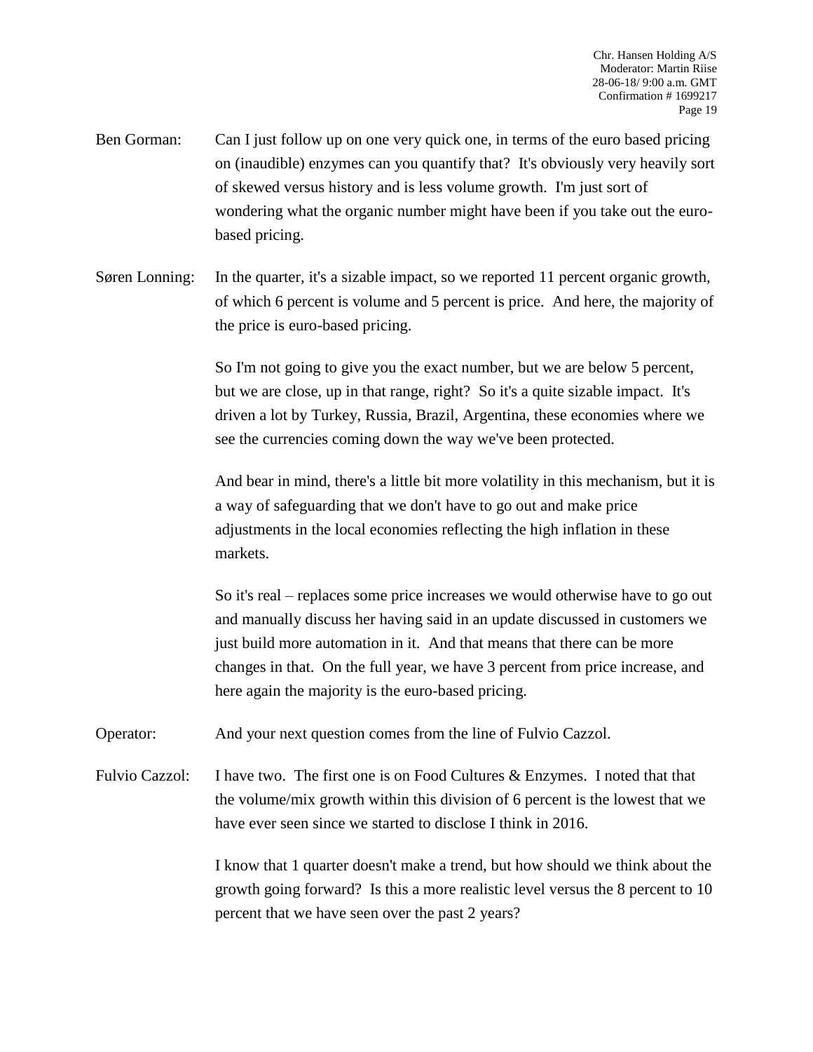Ben Gorman: Can I just follow up on one very quick one, in terms of the euro based pricing on (inaudible) enzymes can you quantify that? It's obviously very heavily sort of skewed versus history and is less volume growth. I'm just sort of wondering what the organic number might have been if you take out the euro-based pricing.

Søren Lonning: In the quarter, it's a sizable impact, so we reported 11 percent organic growth, of which 6 percent is volume and 5 percent is price. And here, the majority of the price is euro-based pricing.

So I'm not going to give you the exact number, but we are below 5 percent, but we are close, up in that range, right? So it's a quite sizable impact. It's driven a lot by Turkey, Russia, Brazil, Argentina, these economies where we see the currencies coming down the way we've been protected.

And bear in mind, there's a little bit more volatility in this mechanism, but it is a way of safeguarding that we don't have to go out and make price adjustments in the local economies reflecting the high inflation in these markets.

So it's real – replaces some price increases we would otherwise have to go out and manually discuss her having said in an update discussed in customers we just build more automation in it. And that means that there can be more changes in that. On the full year, we have 3 percent from price increase, and here again the majority is the euro-based pricing.

Operator: And your next question comes from the line of Fulvio Cazzol.

Fulvio Cazzol: I have two. The first one is on Food Cultures & Enzymes. I noted that that the volume/mix growth within this division of 6 percent is the lowest that we have ever seen since we started to disclose I think in 2016.

I know that 1 quarter doesn't make a trend, but how should we think about the growth going forward? Is this a more realistic level versus the 8 percent to 10 percent that we have seen over the past 2 years?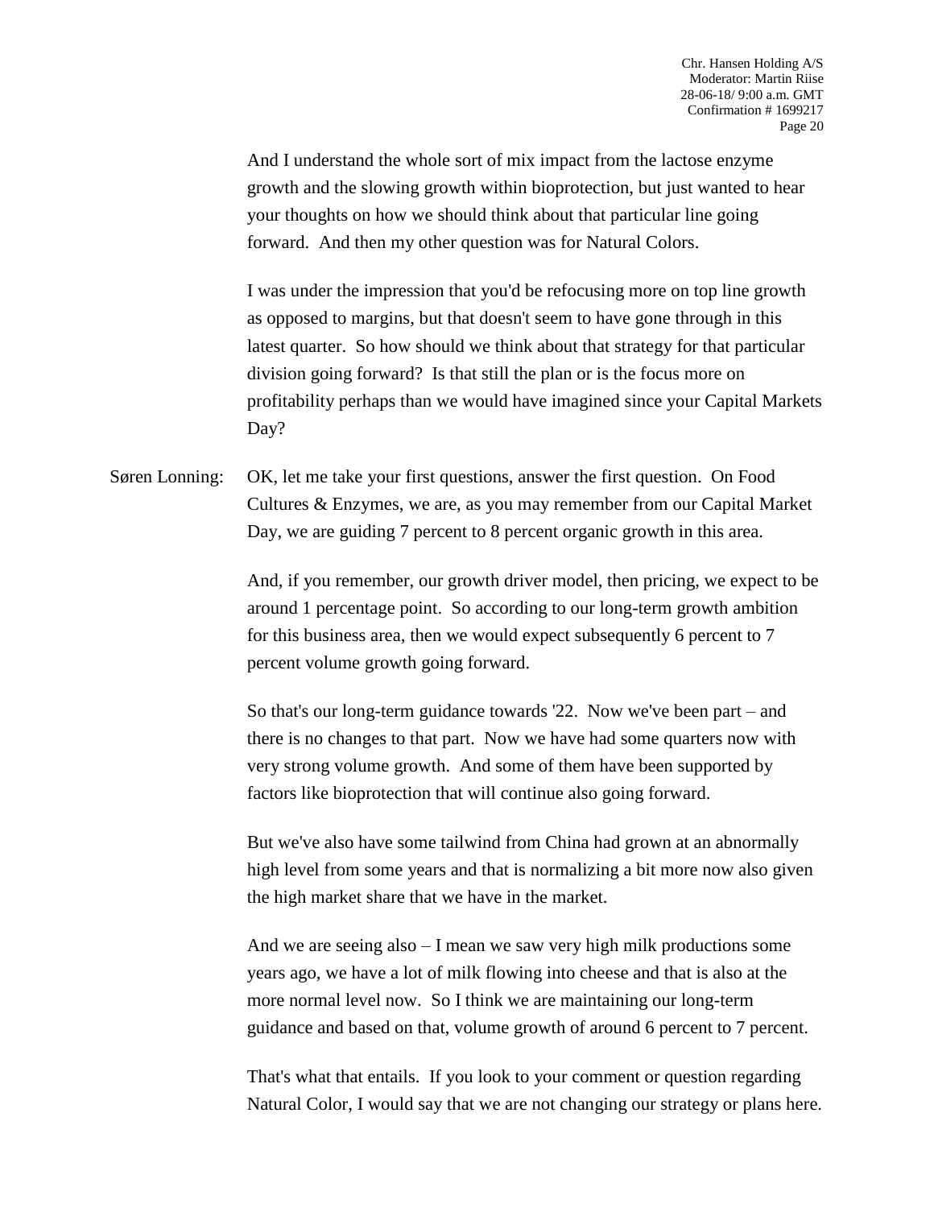And I understand the whole sort of mix impact from the lactose enzyme growth and the slowing growth within bioprotection, but just wanted to hear your thoughts on how we should think about that particular line going forward. And then my other question was for Natural Colors.

I was under the impression that you'd be refocusing more on top line growth as opposed to margins, but that doesn't seem to have gone through in this latest quarter. So how should we think about that strategy for that particular division going forward? Is that still the plan or is the focus more on profitability perhaps than we would have imagined since your Capital Markets Day?

Søren Lonning: OK, let me take your first questions, answer the first question. On Food Cultures & Enzymes, we are, as you may remember from our Capital Market Day, we are guiding 7 percent to 8 percent organic growth in this area.

And, if you remember, our growth driver model, then pricing, we expect to be around 1 percentage point. So according to our long-term growth ambition for this business area, then we would expect subsequently 6 percent to 7 percent volume growth going forward.

So that's our long-term guidance towards '22. Now we've been part – and there is no changes to that part. Now we have had some quarters now with very strong volume growth. And some of them have been supported by factors like bioprotection that will continue also going forward.

But we've also have some tailwind from China had grown at an abnormally high level from some years and that is normalizing a bit more now also given the high market share that we have in the market.

And we are seeing also – I mean we saw very high milk productions some years ago, we have a lot of milk flowing into cheese and that is also at the more normal level now. So I think we are maintaining our long-term guidance and based on that, volume growth of around 6 percent to 7 percent.

That's what that entails. If you look to your comment or question regarding Natural Color, I would say that we are not changing our strategy or plans here.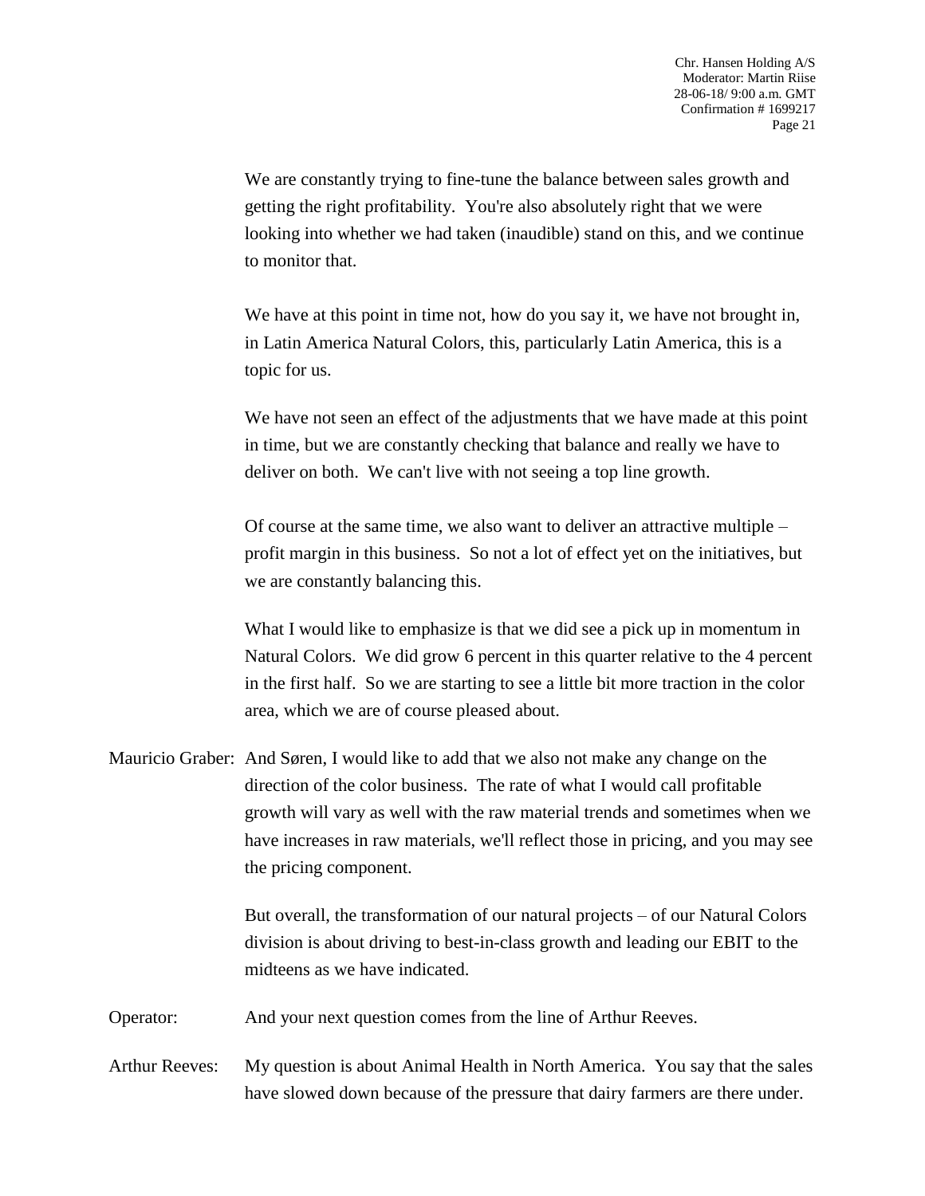We are constantly trying to fine-tune the balance between sales growth and getting the right profitability. You're also absolutely right that we were looking into whether we had taken (inaudible) stand on this, and we continue to monitor that.

We have at this point in time not, how do you say it, we have not brought in, in Latin America Natural Colors, this, particularly Latin America, this is a topic for us.

We have not seen an effect of the adjustments that we have made at this point in time, but we are constantly checking that balance and really we have to deliver on both. We can't live with not seeing a top line growth.

Of course at the same time, we also want to deliver an attractive multiple – profit margin in this business. So not a lot of effect yet on the initiatives, but we are constantly balancing this.

What I would like to emphasize is that we did see a pick up in momentum in Natural Colors. We did grow 6 percent in this quarter relative to the 4 percent in the first half. So we are starting to see a little bit more traction in the color area, which we are of course pleased about.

Mauricio Graber: And Søren, I would like to add that we also not make any change on the direction of the color business. The rate of what I would call profitable growth will vary as well with the raw material trends and sometimes when we have increases in raw materials, we'll reflect those in pricing, and you may see the pricing component.

But overall, the transformation of our natural projects – of our Natural Colors division is about driving to best-in-class growth and leading our EBIT to the midteens as we have indicated.

Operator: And your next question comes from the line of Arthur Reeves.

Arthur Reeves: My question is about Animal Health in North America. You say that the sales have slowed down because of the pressure that dairy farmers are there under.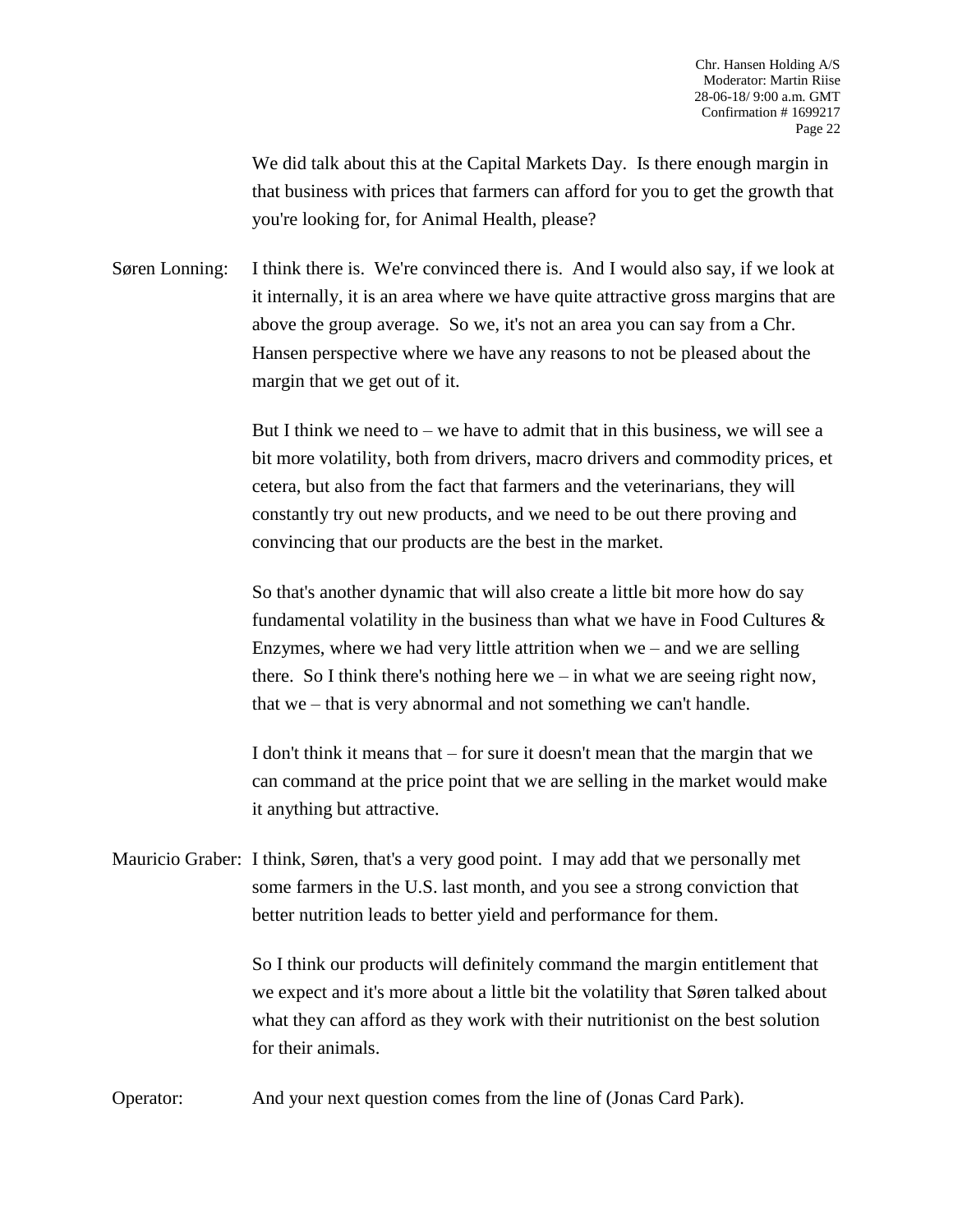We did talk about this at the Capital Markets Day. Is there enough margin in that business with prices that farmers can afford for you to get the growth that you're looking for, for Animal Health, please?

Søren Lonning: I think there is. We're convinced there is. And I would also say, if we look at it internally, it is an area where we have quite attractive gross margins that are above the group average. So we, it's not an area you can say from a Chr. Hansen perspective where we have any reasons to not be pleased about the margin that we get out of it.

But I think we need to – we have to admit that in this business, we will see a bit more volatility, both from drivers, macro drivers and commodity prices, et cetera, but also from the fact that farmers and the veterinarians, they will constantly try out new products, and we need to be out there proving and convincing that our products are the best in the market.

So that's another dynamic that will also create a little bit more how do say fundamental volatility in the business than what we have in Food Cultures & Enzymes, where we had very little attrition when we – and we are selling there. So I think there's nothing here we – in what we are seeing right now, that we – that is very abnormal and not something we can't handle.

I don't think it means that – for sure it doesn't mean that the margin that we can command at the price point that we are selling in the market would make it anything but attractive.

Mauricio Graber: I think, Søren, that's a very good point. I may add that we personally met some farmers in the U.S. last month, and you see a strong conviction that better nutrition leads to better yield and performance for them.

So I think our products will definitely command the margin entitlement that we expect and it's more about a little bit the volatility that Søren talked about what they can afford as they work with their nutritionist on the best solution for their animals.

Operator: And your next question comes from the line of (Jonas Card Park).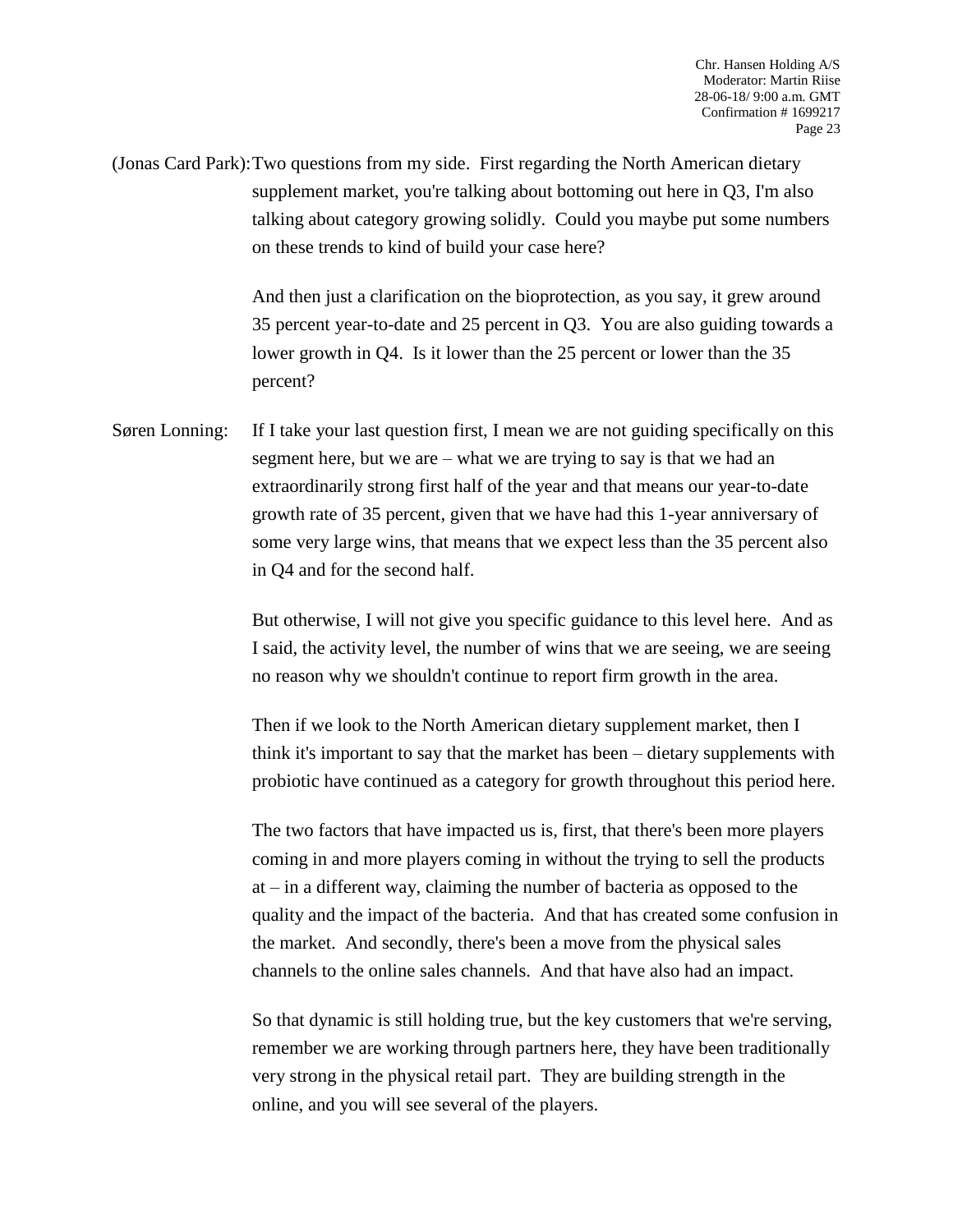(Jonas Card Park): Two questions from my side. First regarding the North American dietary supplement market, you're talking about bottoming out here in Q3, I'm also talking about category growing solidly. Could you maybe put some numbers on these trends to kind of build your case here?

And then just a clarification on the bioprotection, as you say, it grew around 35 percent year-to-date and 25 percent in Q3. You are also guiding towards a lower growth in Q4. Is it lower than the 25 percent or lower than the 35 percent?

Søren Lonning: If I take your last question first, I mean we are not guiding specifically on this segment here, but we are – what we are trying to say is that we had an extraordinarily strong first half of the year and that means our year-to-date growth rate of 35 percent, given that we have had this 1-year anniversary of some very large wins, that means that we expect less than the 35 percent also in Q4 and for the second half.

But otherwise, I will not give you specific guidance to this level here. And as I said, the activity level, the number of wins that we are seeing, we are seeing no reason why we shouldn't continue to report firm growth in the area.

Then if we look to the North American dietary supplement market, then I think it's important to say that the market has been – dietary supplements with probiotic have continued as a category for growth throughout this period here.

The two factors that have impacted us is, first, that there's been more players coming in and more players coming in without the trying to sell the products at – in a different way, claiming the number of bacteria as opposed to the quality and the impact of the bacteria. And that has created some confusion in the market. And secondly, there's been a move from the physical sales channels to the online sales channels. And that have also had an impact.

So that dynamic is still holding true, but the key customers that we're serving, remember we are working through partners here, they have been traditionally very strong in the physical retail part. They are building strength in the online, and you will see several of the players.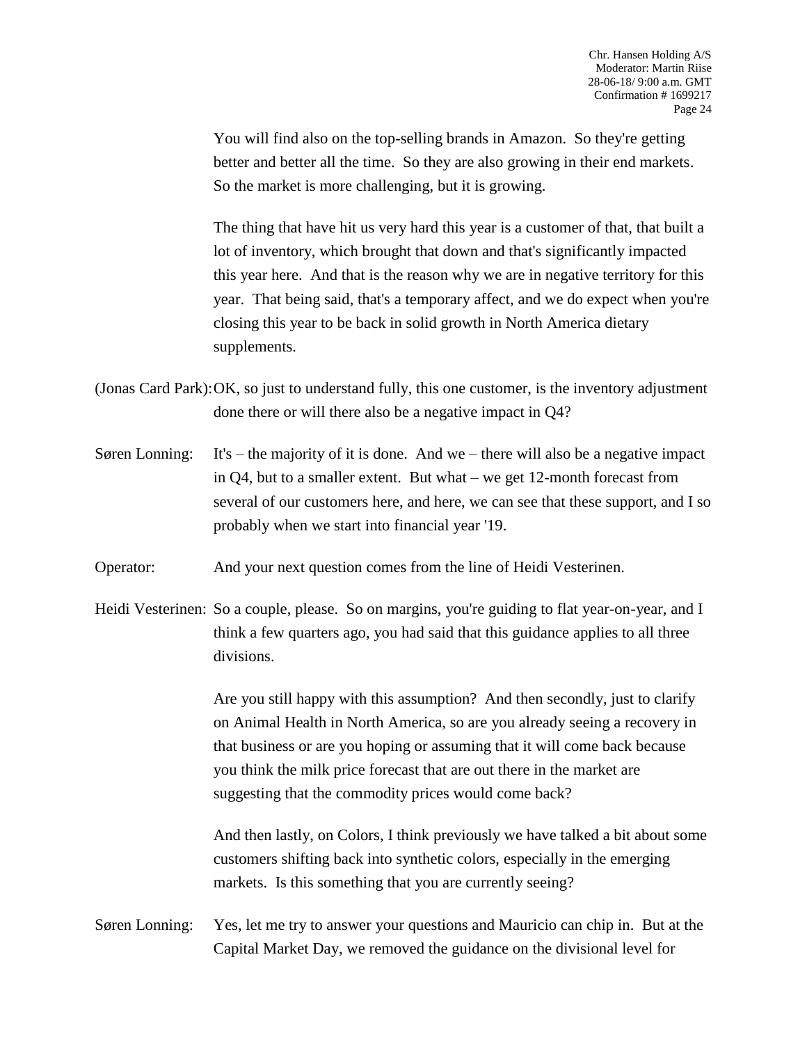You will find also on the top-selling brands in Amazon. So they're getting better and better all the time. So they are also growing in their end markets. So the market is more challenging, but it is growing.

The thing that have hit us very hard this year is a customer of that, that built a lot of inventory, which brought that down and that's significantly impacted this year here. And that is the reason why we are in negative territory for this year. That being said, that's a temporary affect, and we do expect when you're closing this year to be back in solid growth in North America dietary supplements.

(Jonas Card Park): OK, so just to understand fully, this one customer, is the inventory adjustment done there or will there also be a negative impact in Q4?

Søren Lonning: It's – the majority of it is done. And we – there will also be a negative impact in Q4, but to a smaller extent. But what – we get 12-month forecast from several of our customers here, and here, we can see that these support, and I so probably when we start into financial year '19.

Operator: And your next question comes from the line of Heidi Vesterinen.

Heidi Vesterinen: So a couple, please. So on margins, you're guiding to flat year-on-year, and I think a few quarters ago, you had said that this guidance applies to all three divisions.

Are you still happy with this assumption? And then secondly, just to clarify on Animal Health in North America, so are you already seeing a recovery in that business or are you hoping or assuming that it will come back because you think the milk price forecast that are out there in the market are suggesting that the commodity prices would come back?

And then lastly, on Colors, I think previously we have talked a bit about some customers shifting back into synthetic colors, especially in the emerging markets. Is this something that you are currently seeing?

Søren Lonning: Yes, let me try to answer your questions and Mauricio can chip in. But at the Capital Market Day, we removed the guidance on the divisional level for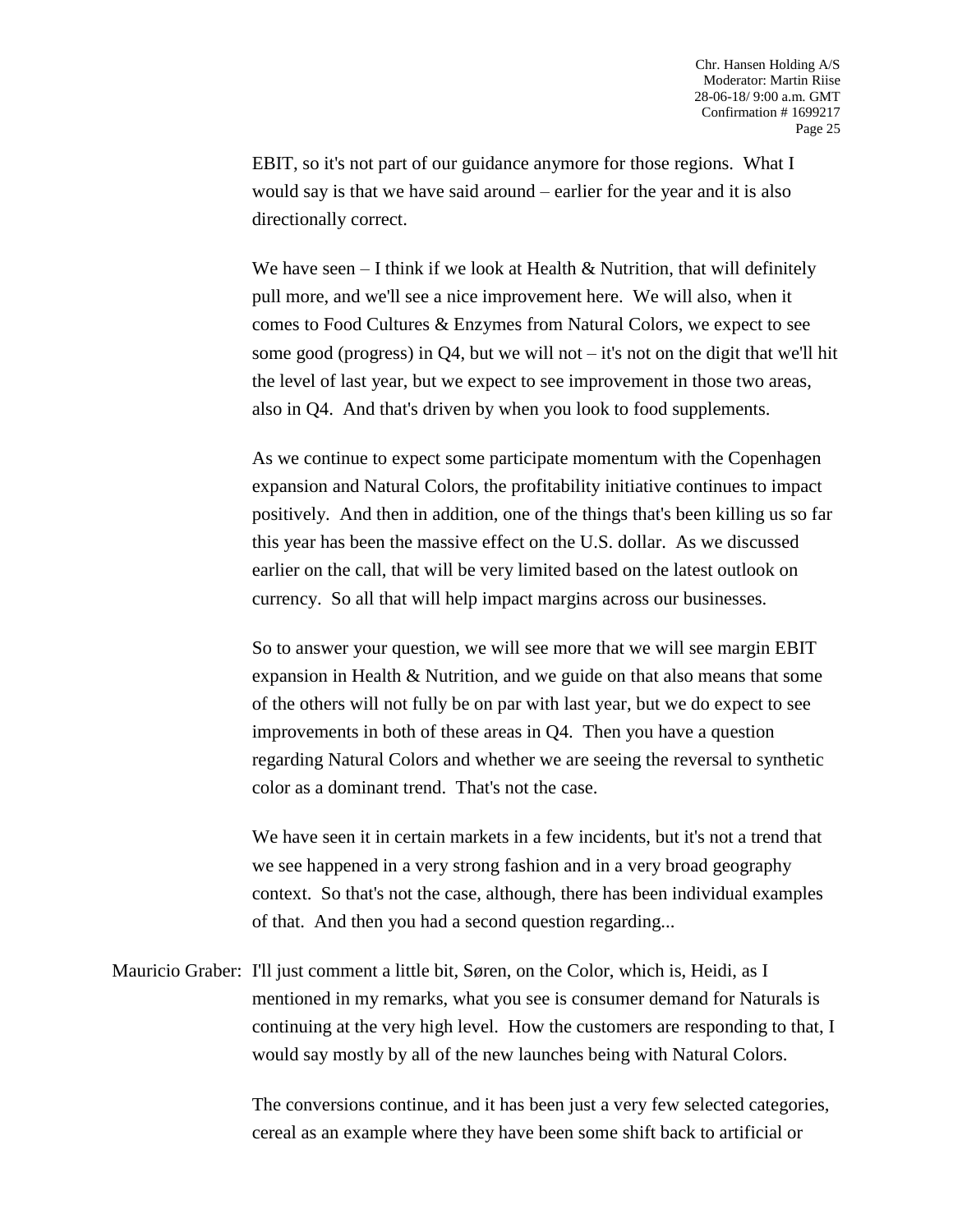EBIT, so it's not part of our guidance anymore for those regions. What I would say is that we have said around – earlier for the year and it is also directionally correct.

We have seen – I think if we look at Health & Nutrition, that will definitely pull more, and we'll see a nice improvement here. We will also, when it comes to Food Cultures & Enzymes from Natural Colors, we expect to see some good (progress) in Q4, but we will not – it's not on the digit that we'll hit the level of last year, but we expect to see improvement in those two areas, also in Q4. And that's driven by when you look to food supplements.

As we continue to expect some participate momentum with the Copenhagen expansion and Natural Colors, the profitability initiative continues to impact positively. And then in addition, one of the things that's been killing us so far this year has been the massive effect on the U.S. dollar. As we discussed earlier on the call, that will be very limited based on the latest outlook on currency. So all that will help impact margins across our businesses.

So to answer your question, we will see more that we will see margin EBIT expansion in Health & Nutrition, and we guide on that also means that some of the others will not fully be on par with last year, but we do expect to see improvements in both of these areas in Q4. Then you have a question regarding Natural Colors and whether we are seeing the reversal to synthetic color as a dominant trend. That's not the case.

We have seen it in certain markets in a few incidents, but it's not a trend that we see happened in a very strong fashion and in a very broad geography context. So that's not the case, although, there has been individual examples of that. And then you had a second question regarding...

Mauricio Graber: I'll just comment a little bit, Søren, on the Color, which is, Heidi, as I mentioned in my remarks, what you see is consumer demand for Naturals is continuing at the very high level. How the customers are responding to that, I would say mostly by all of the new launches being with Natural Colors.

The conversions continue, and it has been just a very few selected categories, cereal as an example where they have been some shift back to artificial or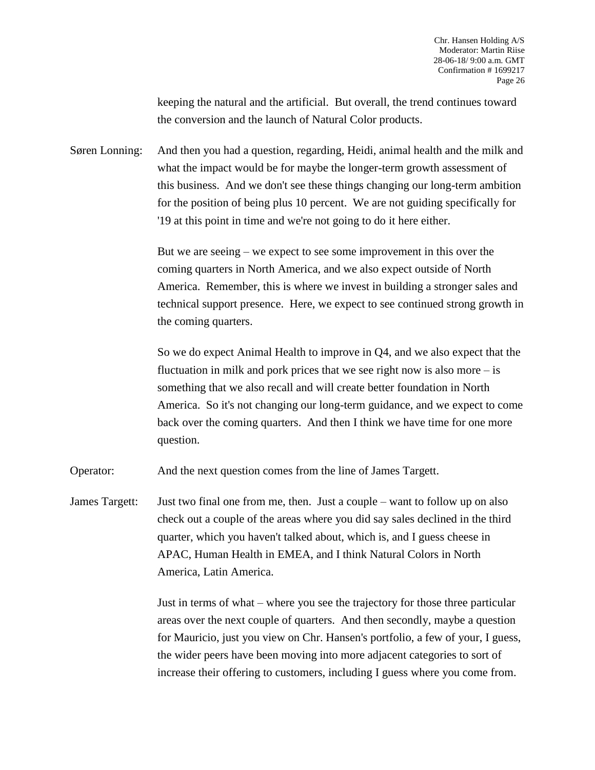keeping the natural and the artificial. But overall, the trend continues toward the conversion and the launch of Natural Color products.

Søren Lonning: And then you had a question, regarding, Heidi, animal health and the milk and what the impact would be for maybe the longer-term growth assessment of this business. And we don't see these things changing our long-term ambition for the position of being plus 10 percent. We are not guiding specifically for '19 at this point in time and we're not going to do it here either.

But we are seeing – we expect to see some improvement in this over the coming quarters in North America, and we also expect outside of North America. Remember, this is where we invest in building a stronger sales and technical support presence. Here, we expect to see continued strong growth in the coming quarters.

So we do expect Animal Health to improve in Q4, and we also expect that the fluctuation in milk and pork prices that we see right now is also more – is something that we also recall and will create better foundation in North America. So it's not changing our long-term guidance, and we expect to come back over the coming quarters. And then I think we have time for one more question.

Operator: And the next question comes from the line of James Targett.

James Targett: Just two final one from me, then. Just a couple – want to follow up on also check out a couple of the areas where you did say sales declined in the third quarter, which you haven't talked about, which is, and I guess cheese in APAC, Human Health in EMEA, and I think Natural Colors in North America, Latin America.

Just in terms of what – where you see the trajectory for those three particular areas over the next couple of quarters. And then secondly, maybe a question for Mauricio, just you view on Chr. Hansen's portfolio, a few of your, I guess, the wider peers have been moving into more adjacent categories to sort of increase their offering to customers, including I guess where you come from.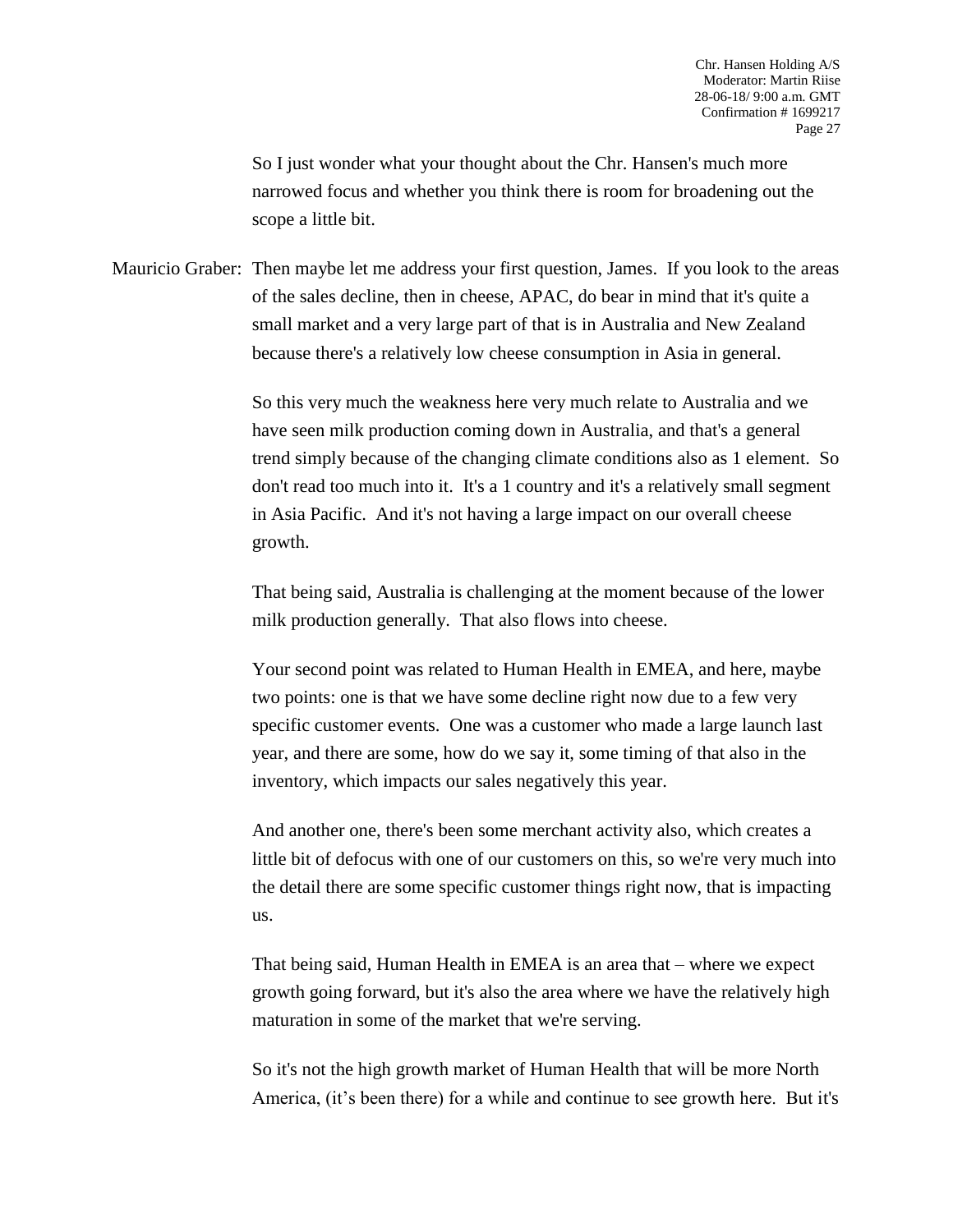So I just wonder what your thought about the Chr. Hansen's much more narrowed focus and whether you think there is room for broadening out the scope a little bit.

Mauricio Graber: Then maybe let me address your first question, James. If you look to the areas of the sales decline, then in cheese, APAC, do bear in mind that it's quite a small market and a very large part of that is in Australia and New Zealand because there's a relatively low cheese consumption in Asia in general.

So this very much the weakness here very much relate to Australia and we have seen milk production coming down in Australia, and that's a general trend simply because of the changing climate conditions also as 1 element. So don't read too much into it. It's a 1 country and it's a relatively small segment in Asia Pacific. And it's not having a large impact on our overall cheese growth.

That being said, Australia is challenging at the moment because of the lower milk production generally. That also flows into cheese.

Your second point was related to Human Health in EMEA, and here, maybe two points: one is that we have some decline right now due to a few very specific customer events. One was a customer who made a large launch last year, and there are some, how do we say it, some timing of that also in the inventory, which impacts our sales negatively this year.

And another one, there's been some merchant activity also, which creates a little bit of defocus with one of our customers on this, so we're very much into the detail there are some specific customer things right now, that is impacting us.

That being said, Human Health in EMEA is an area that – where we expect growth going forward, but it's also the area where we have the relatively high maturation in some of the market that we're serving.

So it's not the high growth market of Human Health that will be more North America, (it's been there) for a while and continue to see growth here. But it's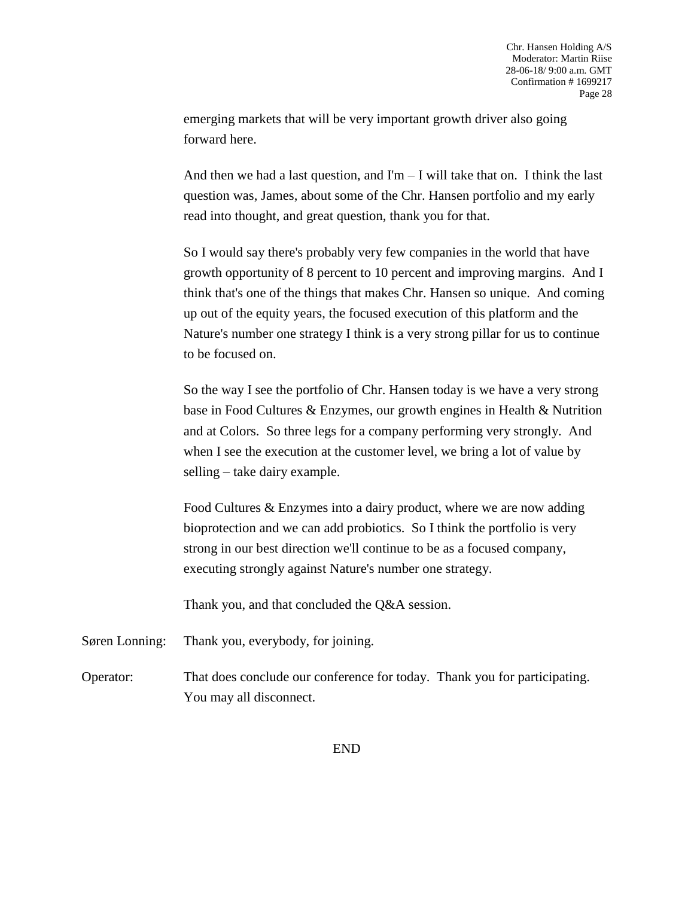emerging markets that will be very important growth driver also going forward here.

And then we had a last question, and I'm – I will take that on. I think the last question was, James, about some of the Chr. Hansen portfolio and my early read into thought, and great question, thank you for that.

So I would say there's probably very few companies in the world that have growth opportunity of 8 percent to 10 percent and improving margins. And I think that's one of the things that makes Chr. Hansen so unique. And coming up out of the equity years, the focused execution of this platform and the Nature's number one strategy I think is a very strong pillar for us to continue to be focused on.

So the way I see the portfolio of Chr. Hansen today is we have a very strong base in Food Cultures & Enzymes, our growth engines in Health & Nutrition and at Colors. So three legs for a company performing very strongly. And when I see the execution at the customer level, we bring a lot of value by selling – take dairy example.

Food Cultures & Enzymes into a dairy product, where we are now adding bioprotection and we can add probiotics. So I think the portfolio is very strong in our best direction we'll continue to be as a focused company, executing strongly against Nature's number one strategy.

Thank you, and that concluded the Q&A session.

Søren Lonning: Thank you, everybody, for joining.

Operator: That does conclude our conference for today. Thank you for participating. You may all disconnect.

END